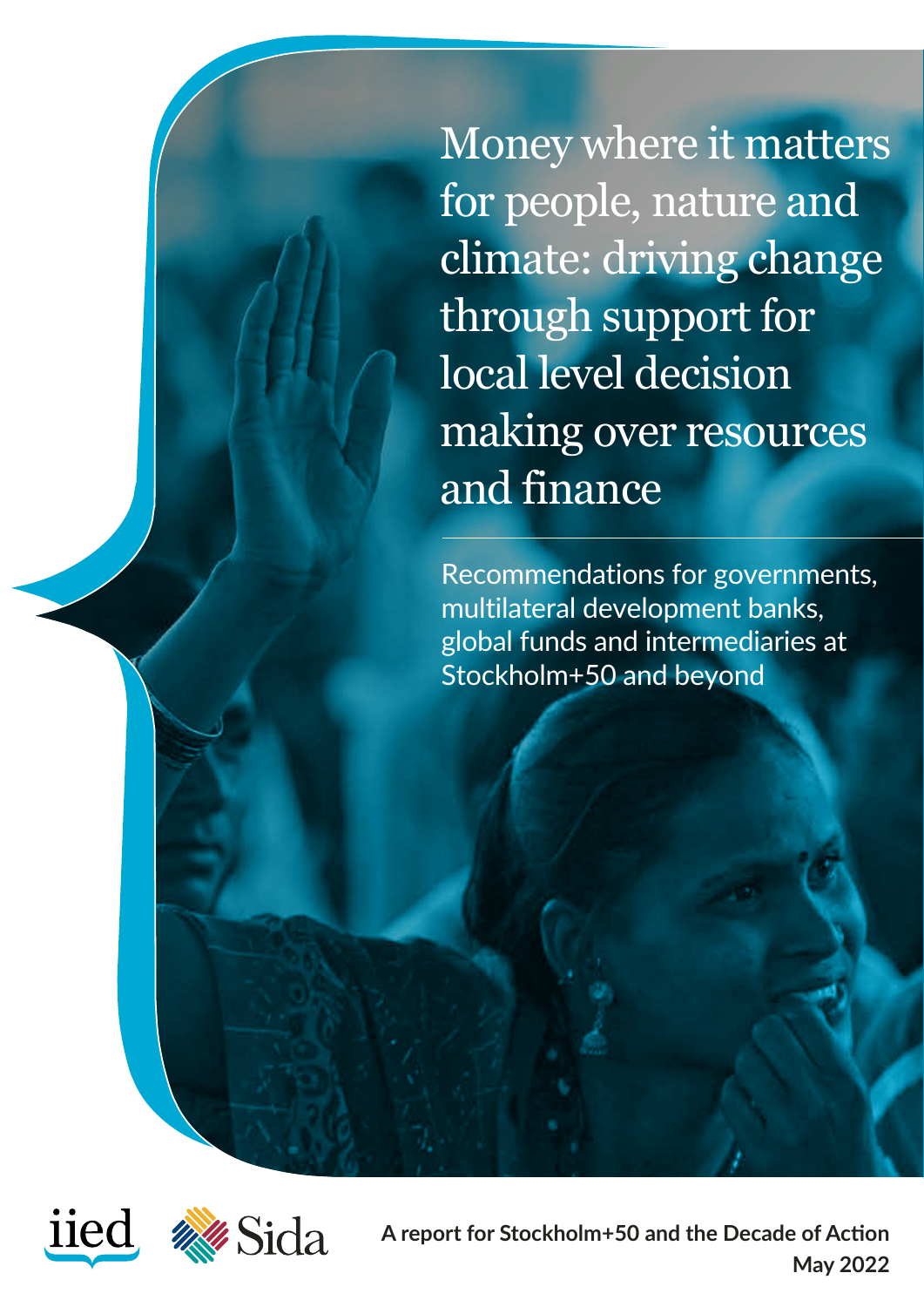# Money where it matters for people, nature and climate: driving change through support for local level decision making over resources and finance

Recommendations for governments, multilateral development banks, global funds and intermediaries at Stockholm+50 and beyond

iied Sida

**A report for Stockholm+50 and the Decade of Action**

**May 2022**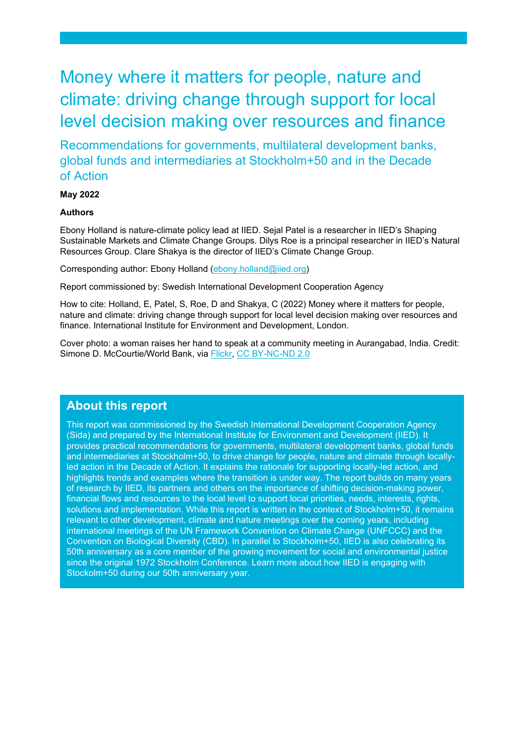# Money where it matters for people, nature and climate: driving change through support for local level decision making over resources and finance

## Recommendations for governments, multilateral development banks, global funds and intermediaries at Stockholm+50 and in the Decade of Action

**May 2022**

**Authors**

Ebony Holland is nature-climate policy lead at IIED. Sejal Patel is a researcher in IIED's Shaping Sustainable Markets and Climate Change Groups. Dilys Roe is a principal researcher in IIED's Natural Resources Group. Clare Shakya is the director of IIED's Climate Change Group.

Corresponding author: Ebony Holland (ebony.holland@iied.org)

Report commissioned by: Swedish International Development Cooperation Agency

How to cite: Holland, E, Patel, S, Roe, D and Shakya, C (2022) Money where it matters for people, nature and climate: driving change through support for local level decision making over resources and finance. International Institute for Environment and Development, London.

Cover photo: a woman raises her hand to speak at a community meeting in Aurangabad, India. Credit: Simone D. McCourtie/World Bank, via Flickr, CC BY-NC-ND 2.0

## About this report

This report was commissioned by the Swedish International Development Cooperation Agency (Sida) and prepared by the International Institute for Environment and Development (IIED). It provides practical recommendations for governments, multilateral development banks, global funds and intermediaries at Stockholm+50, to drive change for people, nature and climate through locally-led action in the Decade of Action. It explains the rationale for supporting locally-led action, and highlights trends and examples where the transition is under way. The report builds on many years of research by IIED, its partners and others on the importance of shifting decision-making power, financial flows and resources to the local level to support local priorities, needs, interests, rights, solutions and implementation. While this report is written in the context of Stockholm+50, it remains relevant to other development, climate and nature meetings over the coming years, including international meetings of the UN Framework Convention on Climate Change (UNFCCC) and the Convention on Biological Diversity (CBD). In parallel to Stockholm+50, IIED is also celebrating its 50th anniversary as a core member of the growing movement for social and environmental justice since the original 1972 Stockholm Conference. Learn more about how IIED is engaging with Stockolm+50 during our 50th anniversary year.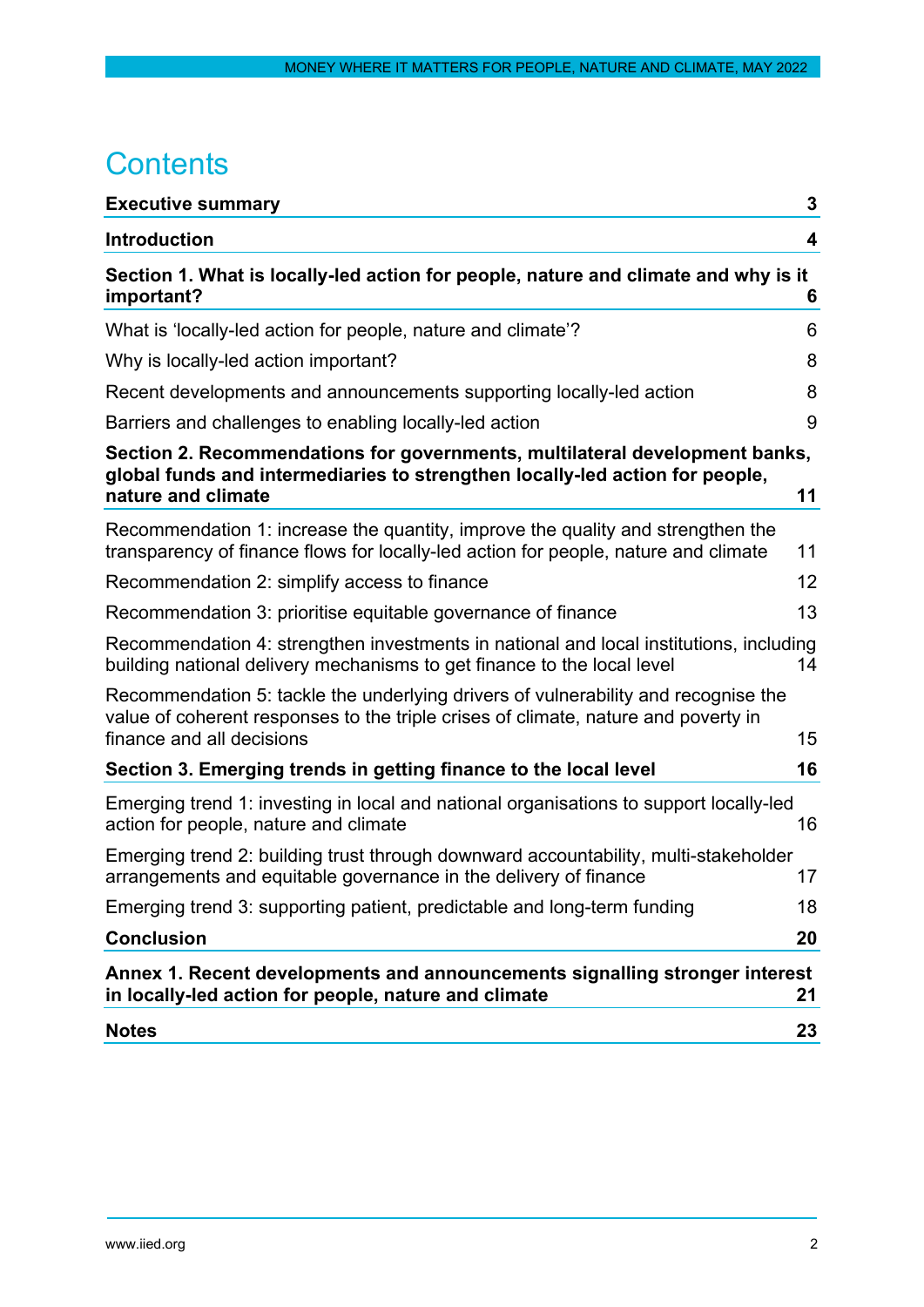# Contents

| | |
|---|---|
| **Executive summary** | **3** |
| **Introduction** | **4** |
| **Section 1. What is locally-led action for people, nature and climate and why is it important?** | **6** |
| What is 'locally-led action for people, nature and climate'? | 6 |
| Why is locally-led action important? | 8 |
| Recent developments and announcements supporting locally-led action | 8 |
| Barriers and challenges to enabling locally-led action | 9 |
| **Section 2. Recommendations for governments, multilateral development banks, global funds and intermediaries to strengthen locally-led action for people, nature and climate** | **11** |
| Recommendation 1: increase the quantity, improve the quality and strengthen the transparency of finance flows for locally-led action for people, nature and climate | 11 |
| Recommendation 2: simplify access to finance | 12 |
| Recommendation 3: prioritise equitable governance of finance | 13 |
| Recommendation 4: strengthen investments in national and local institutions, including building national delivery mechanisms to get finance to the local level | 14 |
| Recommendation 5: tackle the underlying drivers of vulnerability and recognise the value of coherent responses to the triple crises of climate, nature and poverty in finance and all decisions | 15 |
| **Section 3. Emerging trends in getting finance to the local level** | **16** |
| Emerging trend 1: investing in local and national organisations to support locally-led action for people, nature and climate | 16 |
| Emerging trend 2: building trust through downward accountability, multi-stakeholder arrangements and equitable governance in the delivery of finance | 17 |
| Emerging trend 3: supporting patient, predictable and long-term funding | 18 |
| **Conclusion** | **20** |
| **Annex 1. Recent developments and announcements signalling stronger interest in locally-led action for people, nature and climate** | **21** |
| **Notes** | **23** |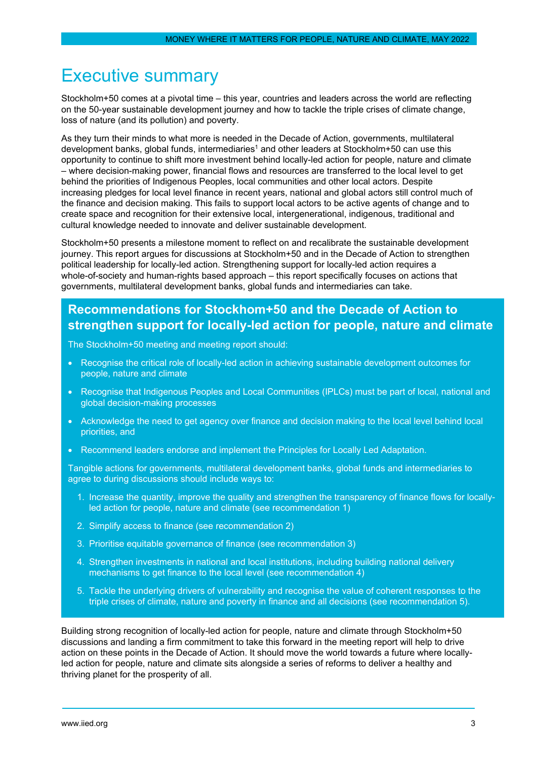# Executive summary

Stockholm+50 comes at a pivotal time – this year, countries and leaders across the world are reflecting on the 50-year sustainable development journey and how to tackle the triple crises of climate change, loss of nature (and its pollution) and poverty.

As they turn their minds to what more is needed in the Decade of Action, governments, multilateral development banks, global funds, intermediaries[1] and other leaders at Stockholm+50 can use this opportunity to continue to shift more investment behind locally-led action for people, nature and climate – where decision-making power, financial flows and resources are transferred to the local level to get behind the priorities of Indigenous Peoples, local communities and other local actors. Despite increasing pledges for local level finance in recent years, national and global actors still control much of the finance and decision making. This fails to support local actors to be active agents of change and to create space and recognition for their extensive local, intergenerational, indigenous, traditional and cultural knowledge needed to innovate and deliver sustainable development.

Stockholm+50 presents a milestone moment to reflect on and recalibrate the sustainable development journey. This report argues for discussions at Stockholm+50 and in the Decade of Action to strengthen political leadership for locally-led action. Strengthening support for locally-led action requires a whole-of-society and human-rights based approach – this report specifically focuses on actions that governments, multilateral development banks, global funds and intermediaries can take.

## Recommendations for Stockhom+50 and the Decade of Action to strengthen support for locally-led action for people, nature and climate

The Stockholm+50 meeting and meeting report should:

- Recognise the critical role of locally-led action in achieving sustainable development outcomes for people, nature and climate
- Recognise that Indigenous Peoples and Local Communities (IPLCs) must be part of local, national and global decision-making processes
- Acknowledge the need to get agency over finance and decision making to the local level behind local priorities, and
- Recommend leaders endorse and implement the Principles for Locally Led Adaptation.

Tangible actions for governments, multilateral development banks, global funds and intermediaries to agree to during discussions should include ways to:

1. Increase the quantity, improve the quality and strengthen the transparency of finance flows for locally-led action for people, nature and climate (see recommendation 1)
2. Simplify access to finance (see recommendation 2)
3. Prioritise equitable governance of finance (see recommendation 3)
4. Strengthen investments in national and local institutions, including building national delivery mechanisms to get finance to the local level (see recommendation 4)
5. Tackle the underlying drivers of vulnerability and recognise the value of coherent responses to the triple crises of climate, nature and poverty in finance and all decisions (see recommendation 5).

Building strong recognition of locally-led action for people, nature and climate through Stockholm+50 discussions and landing a firm commitment to take this forward in the meeting report will help to drive action on these points in the Decade of Action. It should move the world towards a future where locally-led action for people, nature and climate sits alongside a series of reforms to deliver a healthy and thriving planet for the prosperity of all.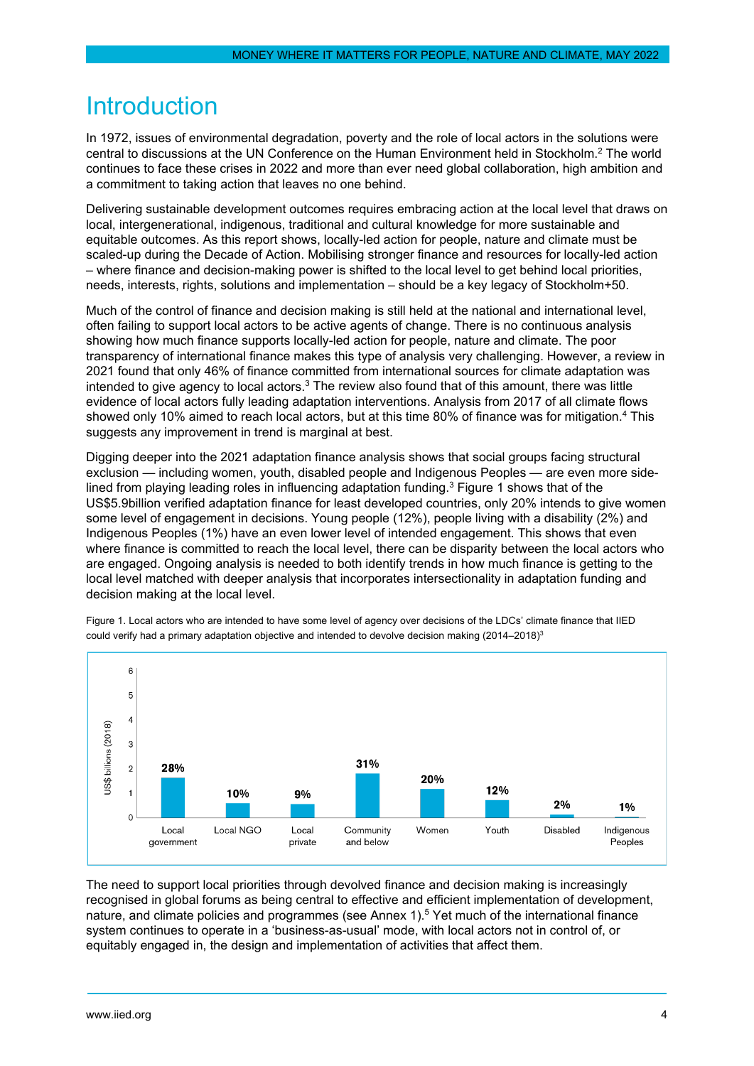# Introduction

In 1972, issues of environmental degradation, poverty and the role of local actors in the solutions were central to discussions at the UN Conference on the Human Environment held in Stockholm.[2] The world continues to face these crises in 2022 and more than ever need global collaboration, high ambition and a commitment to taking action that leaves no one behind.

Delivering sustainable development outcomes requires embracing action at the local level that draws on local, intergenerational, indigenous, traditional and cultural knowledge for more sustainable and equitable outcomes. As this report shows, locally-led action for people, nature and climate must be scaled-up during the Decade of Action. Mobilising stronger finance and resources for locally-led action – where finance and decision-making power is shifted to the local level to get behind local priorities, needs, interests, rights, solutions and implementation – should be a key legacy of Stockholm+50.

Much of the control of finance and decision making is still held at the national and international level, often failing to support local actors to be active agents of change. There is no continuous analysis showing how much finance supports locally-led action for people, nature and climate. The poor transparency of international finance makes this type of analysis very challenging. However, a review in 2021 found that only 46% of finance committed from international sources for climate adaptation was intended to give agency to local actors.[3] The review also found that of this amount, there was little evidence of local actors fully leading adaptation interventions. Analysis from 2017 of all climate flows showed only 10% aimed to reach local actors, but at this time 80% of finance was for mitigation.[4] This suggests any improvement in trend is marginal at best.

Digging deeper into the 2021 adaptation finance analysis shows that social groups facing structural exclusion — including women, youth, disabled people and Indigenous Peoples — are even more side-lined from playing leading roles in influencing adaptation funding.[3] Figure 1 shows that of the US$5.9billion verified adaptation finance for least developed countries, only 20% intends to give women some level of engagement in decisions. Young people (12%), people living with a disability (2%) and Indigenous Peoples (1%) have an even lower level of intended engagement. This shows that even where finance is committed to reach the local level, there can be disparity between the local actors who are engaged. Ongoing analysis is needed to both identify trends in how much finance is getting to the local level matched with deeper analysis that incorporates intersectionality in adaptation funding and decision making at the local level.

Figure 1. Local actors who are intended to have some level of agency over decisions of the LDCs' climate finance that IIED could verify had a primary adaptation objective and intended to devolve decision making (2014–2018)[3]

| Local actor | Share |
|---|---|
| Local government | 28% |
| Local NGO | 10% |
| Local private | 9% |
| Community and below | 31% |
| Women | 20% |
| Youth | 12% |
| Disabled | 2% |
| Indigenous Peoples | 1% |

The need to support local priorities through devolved finance and decision making is increasingly recognised in global forums as being central to effective and efficient implementation of development, nature, and climate policies and programmes (see Annex 1).[5] Yet much of the international finance system continues to operate in a 'business-as-usual' mode, with local actors not in control of, or equitably engaged in, the design and implementation of activities that affect them.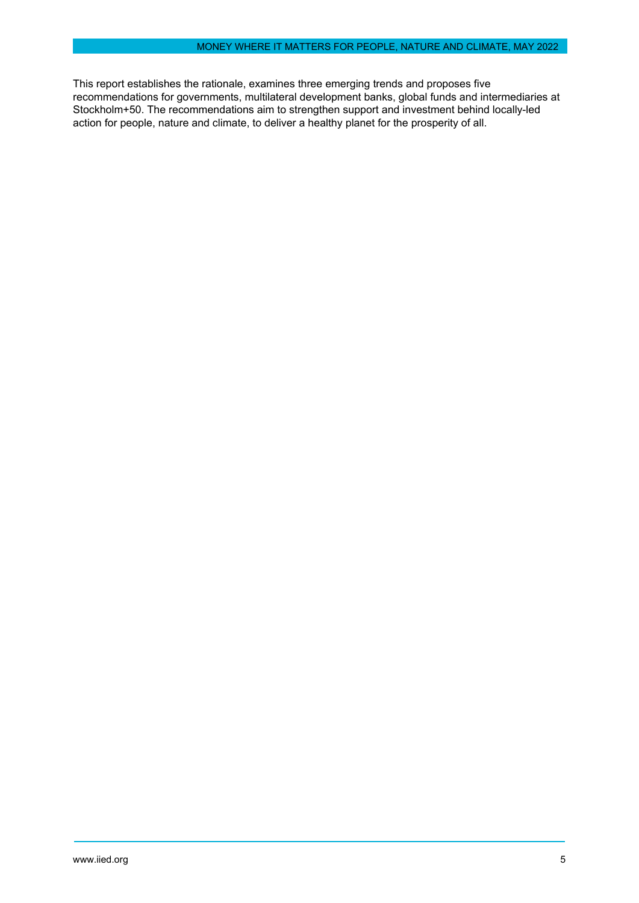This report establishes the rationale, examines three emerging trends and proposes five recommendations for governments, multilateral development banks, global funds and intermediaries at Stockholm+50. The recommendations aim to strengthen support and investment behind locally-led action for people, nature and climate, to deliver a healthy planet for the prosperity of all.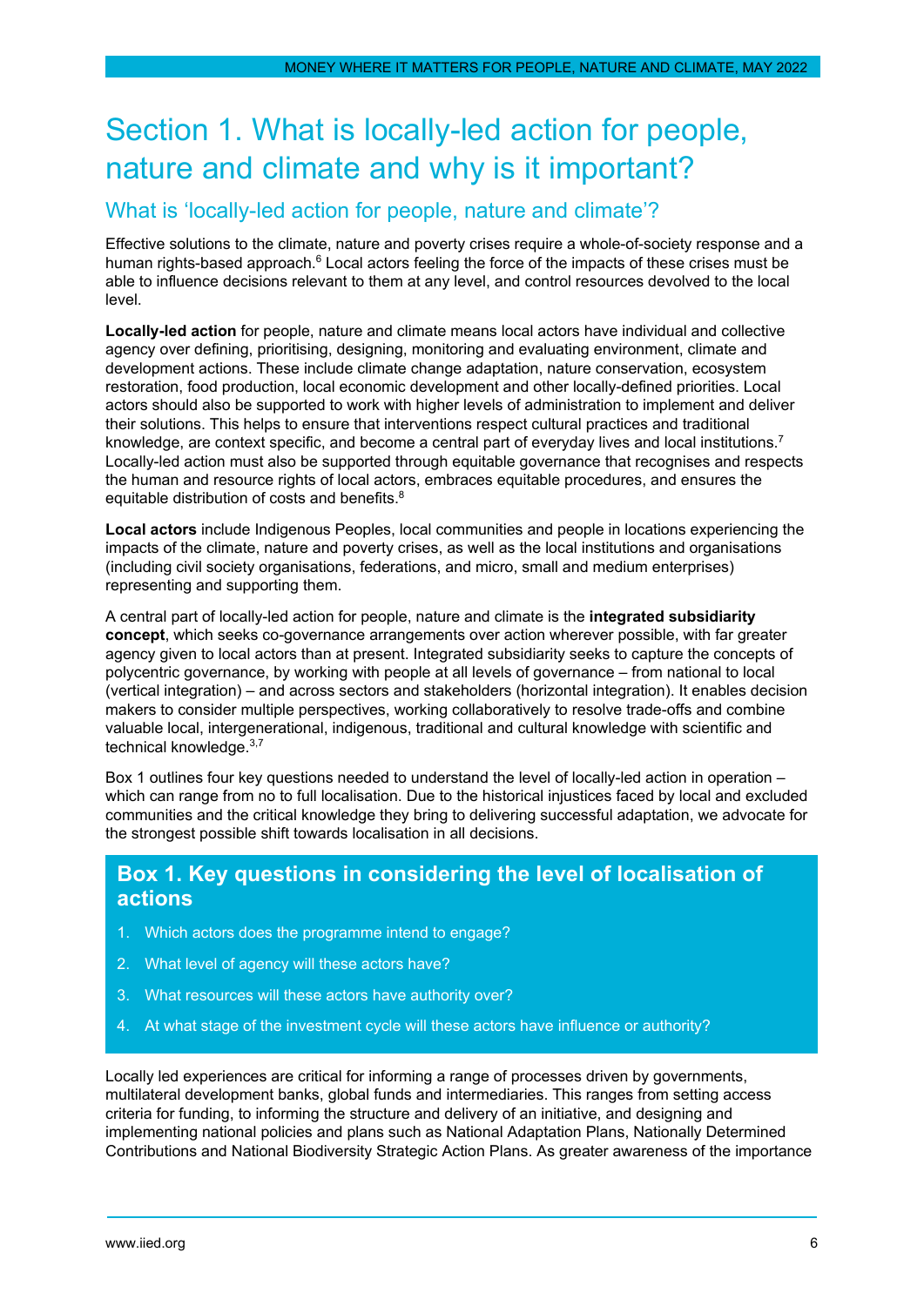# Section 1. What is locally-led action for people, nature and climate and why is it important?

## What is 'locally-led action for people, nature and climate'?

Effective solutions to the climate, nature and poverty crises require a whole-of-society response and a human rights-based approach.[6] Local actors feeling the force of the impacts of these crises must be able to influence decisions relevant to them at any level, and control resources devolved to the local level.

**Locally-led action** for people, nature and climate means local actors have individual and collective agency over defining, prioritising, designing, monitoring and evaluating environment, climate and development actions. These include climate change adaptation, nature conservation, ecosystem restoration, food production, local economic development and other locally-defined priorities. Local actors should also be supported to work with higher levels of administration to implement and deliver their solutions. This helps to ensure that interventions respect cultural practices and traditional knowledge, are context specific, and become a central part of everyday lives and local institutions.[7] Locally-led action must also be supported through equitable governance that recognises and respects the human and resource rights of local actors, embraces equitable procedures, and ensures the equitable distribution of costs and benefits.[8]

**Local actors** include Indigenous Peoples, local communities and people in locations experiencing the impacts of the climate, nature and poverty crises, as well as the local institutions and organisations (including civil society organisations, federations, and micro, small and medium enterprises) representing and supporting them.

A central part of locally-led action for people, nature and climate is the **integrated subsidiarity concept**, which seeks co-governance arrangements over action wherever possible, with far greater agency given to local actors than at present. Integrated subsidiarity seeks to capture the concepts of polycentric governance, by working with people at all levels of governance – from national to local (vertical integration) – and across sectors and stakeholders (horizontal integration). It enables decision makers to consider multiple perspectives, working collaboratively to resolve trade-offs and combine valuable local, intergenerational, indigenous, traditional and cultural knowledge with scientific and technical knowledge.[3,7]

Box 1 outlines four key questions needed to understand the level of locally-led action in operation – which can range from no to full localisation. Due to the historical injustices faced by local and excluded communities and the critical knowledge they bring to delivering successful adaptation, we advocate for the strongest possible shift towards localisation in all decisions.

### Box 1. Key questions in considering the level of localisation of actions

1. Which actors does the programme intend to engage?
2. What level of agency will these actors have?
3. What resources will these actors have authority over?
4. At what stage of the investment cycle will these actors have influence or authority?

Locally led experiences are critical for informing a range of processes driven by governments, multilateral development banks, global funds and intermediaries. This ranges from setting access criteria for funding, to informing the structure and delivery of an initiative, and designing and implementing national policies and plans such as National Adaptation Plans, Nationally Determined Contributions and National Biodiversity Strategic Action Plans. As greater awareness of the importance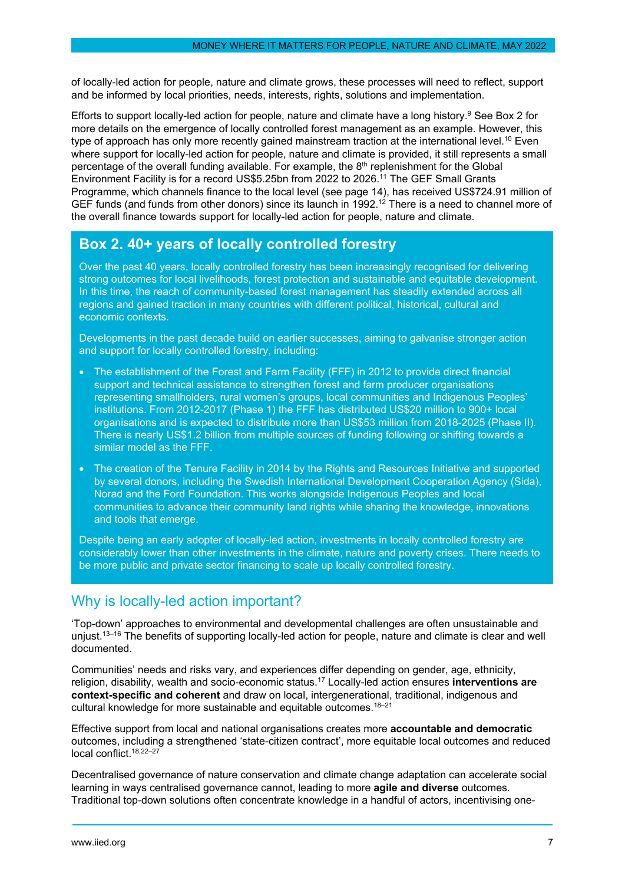of locally-led action for people, nature and climate grows, these processes will need to reflect, support and be informed by local priorities, needs, interests, rights, solutions and implementation.

Efforts to support locally-led action for people, nature and climate have a long history.[9] See Box 2 for more details on the emergence of locally controlled forest management as an example. However, this type of approach has only more recently gained mainstream traction at the international level.[10] Even where support for locally-led action for people, nature and climate is provided, it still represents a small percentage of the overall funding available. For example, the 8th replenishment for the Global Environment Facility is for a record US$5.25bn from 2022 to 2026.[11] The GEF Small Grants Programme, which channels finance to the local level (see page 14), has received US$724.91 million of GEF funds (and funds from other donors) since its launch in 1992.[12] There is a need to channel more of the overall finance towards support for locally-led action for people, nature and climate.

## Box 2. 40+ years of locally controlled forestry

Over the past 40 years, locally controlled forestry has been increasingly recognised for delivering strong outcomes for local livelihoods, forest protection and sustainable and equitable development. In this time, the reach of community-based forest management has steadily extended across all regions and gained traction in many countries with different political, historical, cultural and economic contexts.

Developments in the past decade build on earlier successes, aiming to galvanise stronger action and support for locally controlled forestry, including:

- The establishment of the Forest and Farm Facility (FFF) in 2012 to provide direct financial support and technical assistance to strengthen forest and farm producer organisations representing smallholders, rural women's groups, local communities and Indigenous Peoples' institutions. From 2012-2017 (Phase 1) the FFF has distributed US$20 million to 900+ local organisations and is expected to distribute more than US$53 million from 2018-2025 (Phase II). There is nearly US$1.2 billion from multiple sources of funding following or shifting towards a similar model as the FFF.
- The creation of the Tenure Facility in 2014 by the Rights and Resources Initiative and supported by several donors, including the Swedish International Development Cooperation Agency (Sida), Norad and the Ford Foundation. This works alongside Indigenous Peoples and local communities to advance their community land rights while sharing the knowledge, innovations and tools that emerge.

Despite being an early adopter of locally-led action, investments in locally controlled forestry are considerably lower than other investments in the climate, nature and poverty crises. There needs to be more public and private sector financing to scale up locally controlled forestry.

## Why is locally-led action important?

'Top-down' approaches to environmental and developmental challenges are often unsustainable and unjust.[13–16] The benefits of supporting locally-led action for people, nature and climate is clear and well documented.

Communities' needs and risks vary, and experiences differ depending on gender, age, ethnicity, religion, disability, wealth and socio-economic status.[17] Locally-led action ensures **interventions are context-specific and coherent** and draw on local, intergenerational, traditional, indigenous and cultural knowledge for more sustainable and equitable outcomes.[18–21]

Effective support from local and national organisations creates more **accountable and democratic** outcomes, including a strengthened 'state-citizen contract', more equitable local outcomes and reduced local conflict.[18,22–27]

Decentralised governance of nature conservation and climate change adaptation can accelerate social learning in ways centralised governance cannot, leading to more **agile and diverse** outcomes. Traditional top-down solutions often concentrate knowledge in a handful of actors, incentivising one-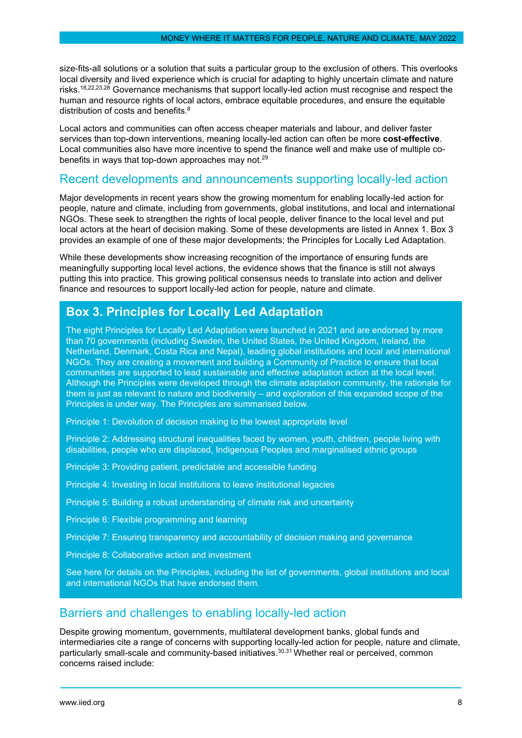size-fits-all solutions or a solution that suits a particular group to the exclusion of others. This overlooks local diversity and lived experience which is crucial for adapting to highly uncertain climate and nature risks.[18,22,23,28] Governance mechanisms that support locally-led action must recognise and respect the human and resource rights of local actors, embrace equitable procedures, and ensure the equitable distribution of costs and benefits.[8]

Local actors and communities can often access cheaper materials and labour, and deliver faster services than top-down interventions, meaning locally-led action can often be more **cost-effective**. Local communities also have more incentive to spend the finance well and make use of multiple co-benefits in ways that top-down approaches may not.[29]

## Recent developments and announcements supporting locally-led action

Major developments in recent years show the growing momentum for enabling locally-led action for people, nature and climate, including from governments, global institutions, and local and international NGOs. These seek to strengthen the rights of local people, deliver finance to the local level and put local actors at the heart of decision making. Some of these developments are listed in Annex 1. Box 3 provides an example of one of these major developments; the Principles for Locally Led Adaptation.

While these developments show increasing recognition of the importance of ensuring funds are meaningfully supporting local level actions, the evidence shows that the finance is still not always putting this into practice. This growing political consensus needs to translate into action and deliver finance and resources to support locally-led action for people, nature and climate.

### Box 3. Principles for Locally Led Adaptation

The eight Principles for Locally Led Adaptation were launched in 2021 and are endorsed by more than 70 governments (including Sweden, the United States, the United Kingdom, Ireland, the Netherland, Denmark, Costa Rica and Nepal), leading global institutions and local and international NGOs. They are creating a movement and building a Community of Practice to ensure that local communities are supported to lead sustainable and effective adaptation action at the local level. Although the Principles were developed through the climate adaptation community, the rationale for them is just as relevant to nature and biodiversity – and exploration of this expanded scope of the Principles is under way. The Principles are summarised below.

Principle 1: Devolution of decision making to the lowest appropriate level

Principle 2: Addressing structural inequalities faced by women, youth, children, people living with disabilities, people who are displaced, Indigenous Peoples and marginalised ethnic groups

Principle 3: Providing patient, predictable and accessible funding

Principle 4: Investing in local institutions to leave institutional legacies

Principle 5: Building a robust understanding of climate risk and uncertainty

Principle 6: Flexible programming and learning

Principle 7: Ensuring transparency and accountability of decision making and governance

Principle 8: Collaborative action and investment

See here for details on the Principles, including the list of governments, global institutions and local and international NGOs that have endorsed them.

## Barriers and challenges to enabling locally-led action

Despite growing momentum, governments, multilateral development banks, global funds and intermediaries cite a range of concerns with supporting locally-led action for people, nature and climate, particularly small-scale and community-based initiatives.[30,31] Whether real or perceived, common concerns raised include: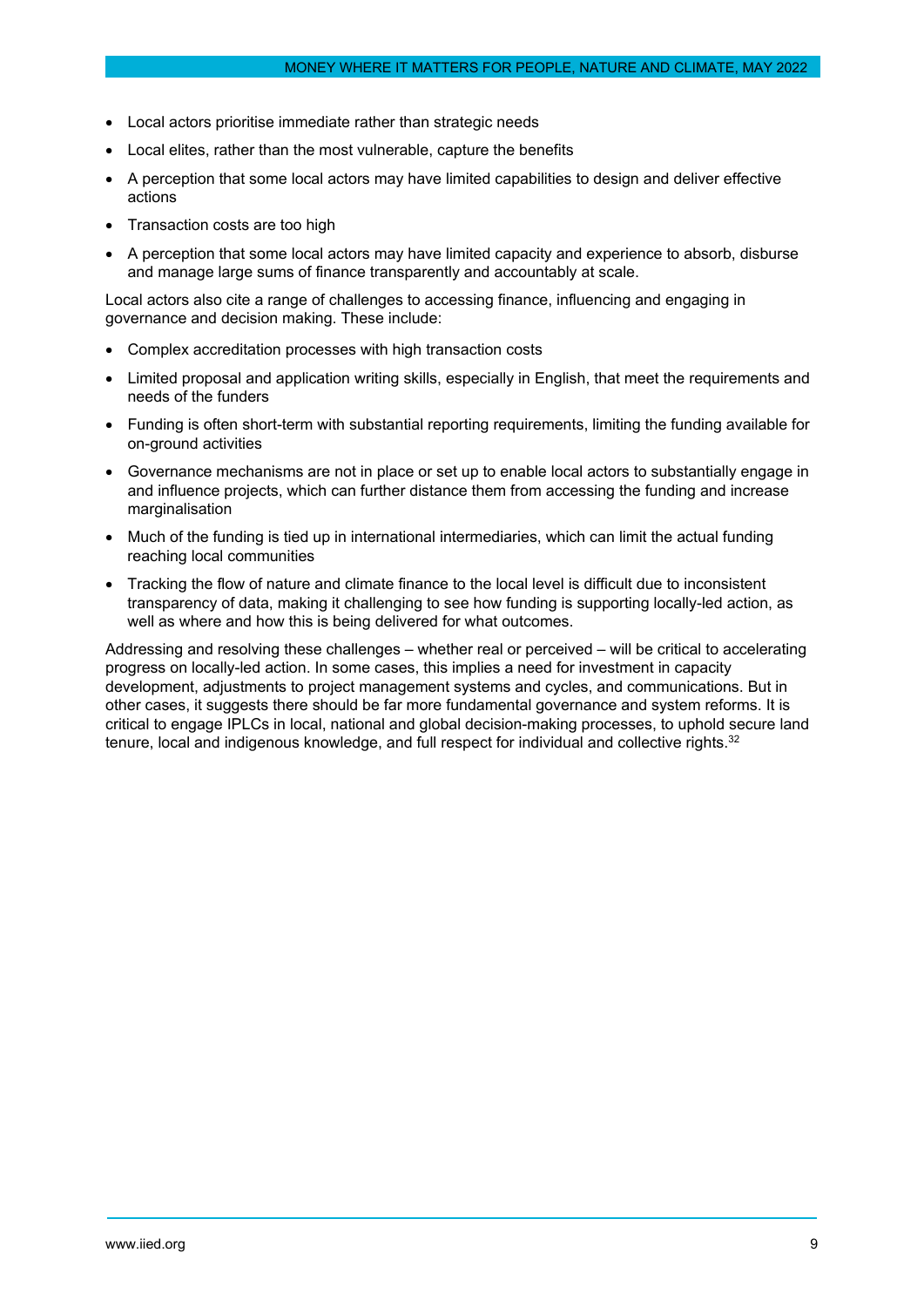- Local actors prioritise immediate rather than strategic needs
- Local elites, rather than the most vulnerable, capture the benefits
- A perception that some local actors may have limited capabilities to design and deliver effective actions
- Transaction costs are too high
- A perception that some local actors may have limited capacity and experience to absorb, disburse and manage large sums of finance transparently and accountably at scale.

Local actors also cite a range of challenges to accessing finance, influencing and engaging in governance and decision making. These include:

- Complex accreditation processes with high transaction costs
- Limited proposal and application writing skills, especially in English, that meet the requirements and needs of the funders
- Funding is often short-term with substantial reporting requirements, limiting the funding available for on-ground activities
- Governance mechanisms are not in place or set up to enable local actors to substantially engage in and influence projects, which can further distance them from accessing the funding and increase marginalisation
- Much of the funding is tied up in international intermediaries, which can limit the actual funding reaching local communities
- Tracking the flow of nature and climate finance to the local level is difficult due to inconsistent transparency of data, making it challenging to see how funding is supporting locally-led action, as well as where and how this is being delivered for what outcomes.

Addressing and resolving these challenges – whether real or perceived – will be critical to accelerating progress on locally-led action. In some cases, this implies a need for investment in capacity development, adjustments to project management systems and cycles, and communications. But in other cases, it suggests there should be far more fundamental governance and system reforms. It is critical to engage IPLCs in local, national and global decision-making processes, to uphold secure land tenure, local and indigenous knowledge, and full respect for individual and collective rights.[32]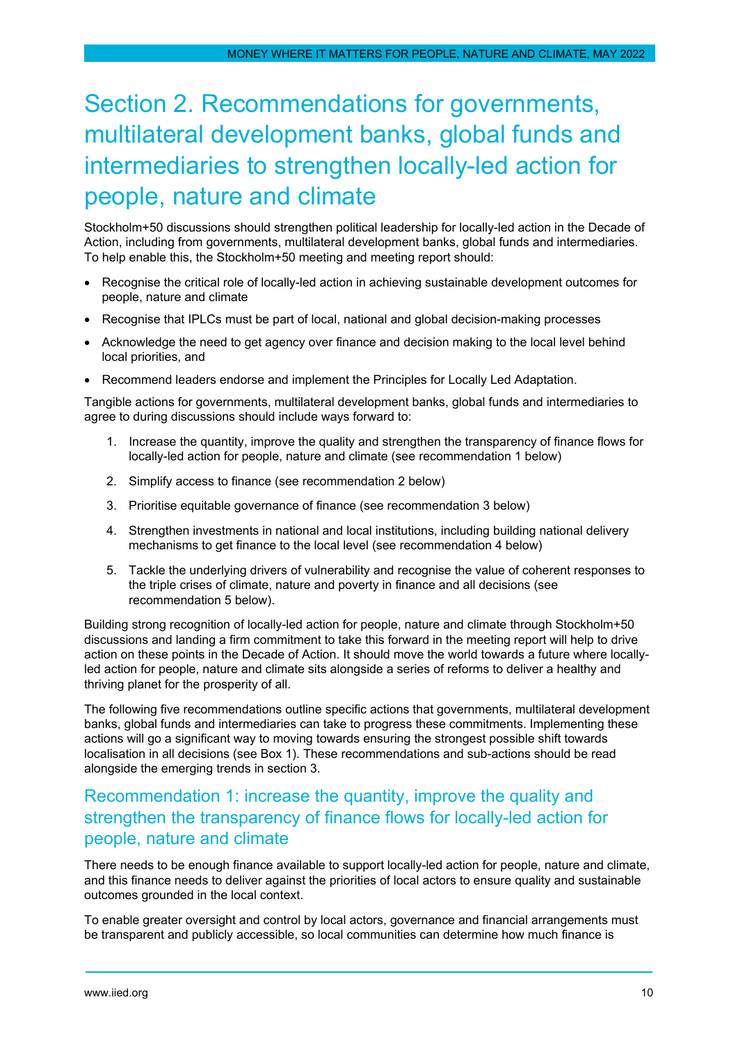# Section 2. Recommendations for governments, multilateral development banks, global funds and intermediaries to strengthen locally-led action for people, nature and climate

Stockholm+50 discussions should strengthen political leadership for locally-led action in the Decade of Action, including from governments, multilateral development banks, global funds and intermediaries. To help enable this, the Stockholm+50 meeting and meeting report should:

- Recognise the critical role of locally-led action in achieving sustainable development outcomes for people, nature and climate
- Recognise that IPLCs must be part of local, national and global decision-making processes
- Acknowledge the need to get agency over finance and decision making to the local level behind local priorities, and
- Recommend leaders endorse and implement the Principles for Locally Led Adaptation.

Tangible actions for governments, multilateral development banks, global funds and intermediaries to agree to during discussions should include ways forward to:

1. Increase the quantity, improve the quality and strengthen the transparency of finance flows for locally-led action for people, nature and climate (see recommendation 1 below)
2. Simplify access to finance (see recommendation 2 below)
3. Prioritise equitable governance of finance (see recommendation 3 below)
4. Strengthen investments in national and local institutions, including building national delivery mechanisms to get finance to the local level (see recommendation 4 below)
5. Tackle the underlying drivers of vulnerability and recognise the value of coherent responses to the triple crises of climate, nature and poverty in finance and all decisions (see recommendation 5 below).

Building strong recognition of locally-led action for people, nature and climate through Stockholm+50 discussions and landing a firm commitment to take this forward in the meeting report will help to drive action on these points in the Decade of Action. It should move the world towards a future where locally-led action for people, nature and climate sits alongside a series of reforms to deliver a healthy and thriving planet for the prosperity of all.

The following five recommendations outline specific actions that governments, multilateral development banks, global funds and intermediaries can take to progress these commitments. Implementing these actions will go a significant way to moving towards ensuring the strongest possible shift towards localisation in all decisions (see Box 1). These recommendations and sub-actions should be read alongside the emerging trends in section 3.

## Recommendation 1: increase the quantity, improve the quality and strengthen the transparency of finance flows for locally-led action for people, nature and climate

There needs to be enough finance available to support locally-led action for people, nature and climate, and this finance needs to deliver against the priorities of local actors to ensure quality and sustainable outcomes grounded in the local context.

To enable greater oversight and control by local actors, governance and financial arrangements must be transparent and publicly accessible, so local communities can determine how much finance is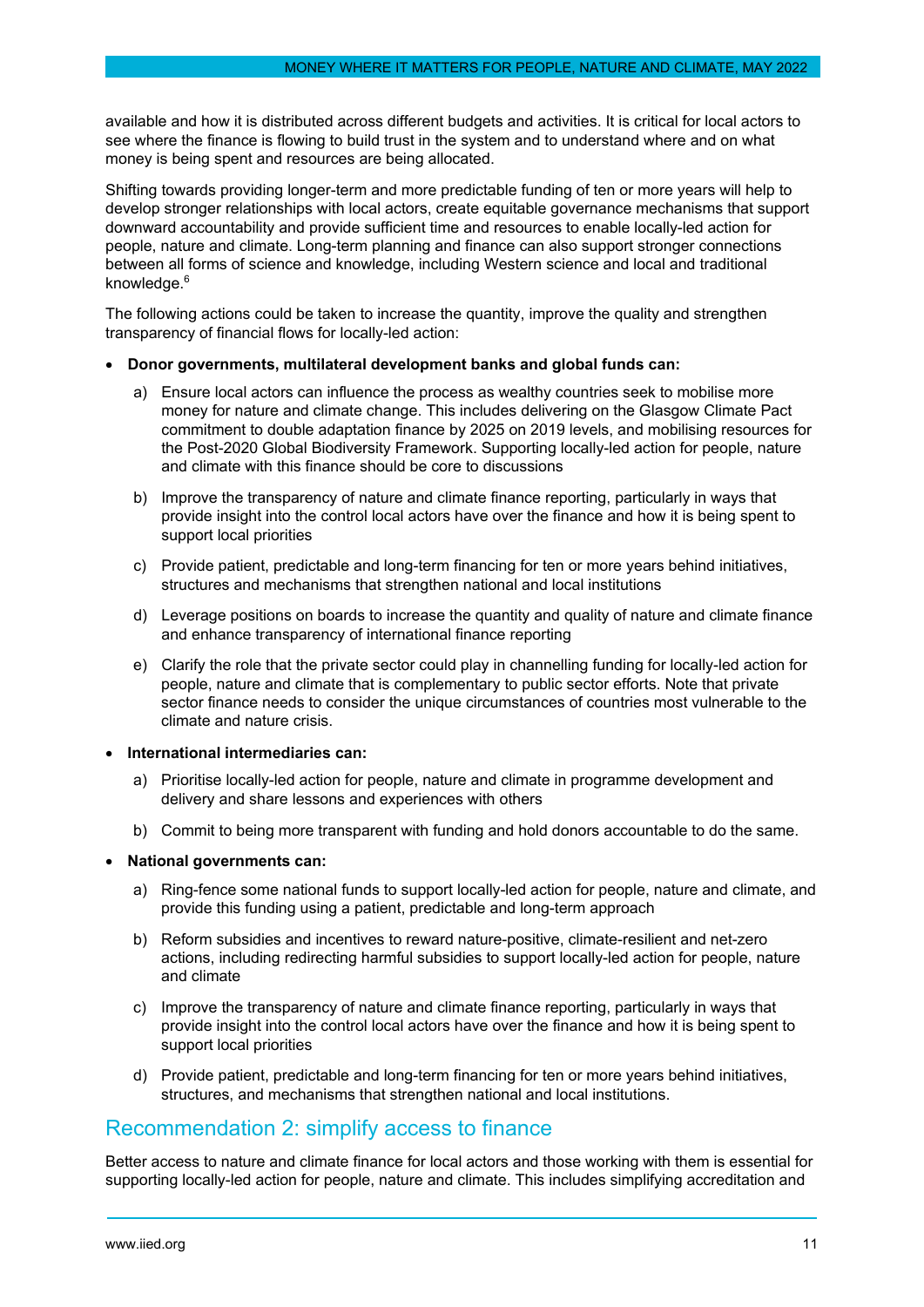available and how it is distributed across different budgets and activities. It is critical for local actors to see where the finance is flowing to build trust in the system and to understand where and on what money is being spent and resources are being allocated.

Shifting towards providing longer-term and more predictable funding of ten or more years will help to develop stronger relationships with local actors, create equitable governance mechanisms that support downward accountability and provide sufficient time and resources to enable locally-led action for people, nature and climate. Long-term planning and finance can also support stronger connections between all forms of science and knowledge, including Western science and local and traditional knowledge.[6]

The following actions could be taken to increase the quantity, improve the quality and strengthen transparency of financial flows for locally-led action:

- **Donor governments, multilateral development banks and global funds can:**
  a) Ensure local actors can influence the process as wealthy countries seek to mobilise more money for nature and climate change. This includes delivering on the Glasgow Climate Pact commitment to double adaptation finance by 2025 on 2019 levels, and mobilising resources for the Post-2020 Global Biodiversity Framework. Supporting locally-led action for people, nature and climate with this finance should be core to discussions
  b) Improve the transparency of nature and climate finance reporting, particularly in ways that provide insight into the control local actors have over the finance and how it is being spent to support local priorities
  c) Provide patient, predictable and long-term financing for ten or more years behind initiatives, structures and mechanisms that strengthen national and local institutions
  d) Leverage positions on boards to increase the quantity and quality of nature and climate finance and enhance transparency of international finance reporting
  e) Clarify the role that the private sector could play in channelling funding for locally-led action for people, nature and climate that is complementary to public sector efforts. Note that private sector finance needs to consider the unique circumstances of countries most vulnerable to the climate and nature crisis.
- **International intermediaries can:**
  a) Prioritise locally-led action for people, nature and climate in programme development and delivery and share lessons and experiences with others
  b) Commit to being more transparent with funding and hold donors accountable to do the same.
- **National governments can:**
  a) Ring-fence some national funds to support locally-led action for people, nature and climate, and provide this funding using a patient, predictable and long-term approach
  b) Reform subsidies and incentives to reward nature-positive, climate-resilient and net-zero actions, including redirecting harmful subsidies to support locally-led action for people, nature and climate
  c) Improve the transparency of nature and climate finance reporting, particularly in ways that provide insight into the control local actors have over the finance and how it is being spent to support local priorities
  d) Provide patient, predictable and long-term financing for ten or more years behind initiatives, structures, and mechanisms that strengthen national and local institutions.

## Recommendation 2: simplify access to finance

Better access to nature and climate finance for local actors and those working with them is essential for supporting locally-led action for people, nature and climate. This includes simplifying accreditation and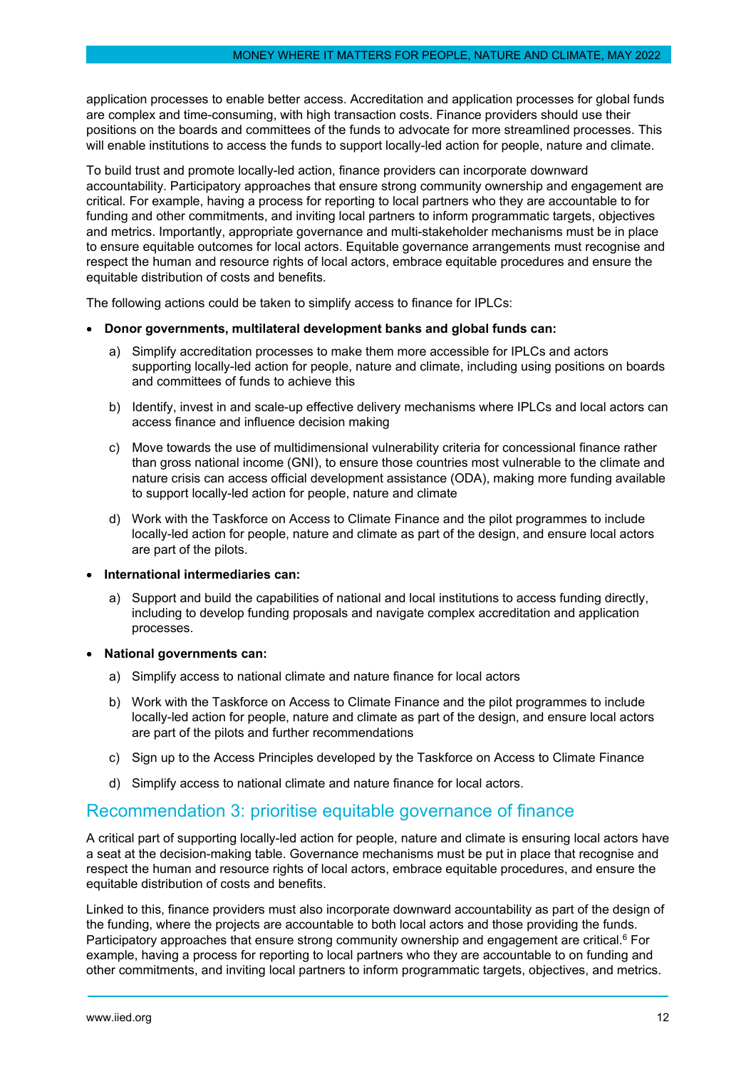application processes to enable better access. Accreditation and application processes for global funds are complex and time-consuming, with high transaction costs. Finance providers should use their positions on the boards and committees of the funds to advocate for more streamlined processes. This will enable institutions to access the funds to support locally-led action for people, nature and climate.

To build trust and promote locally-led action, finance providers can incorporate downward accountability. Participatory approaches that ensure strong community ownership and engagement are critical. For example, having a process for reporting to local partners who they are accountable to for funding and other commitments, and inviting local partners to inform programmatic targets, objectives and metrics. Importantly, appropriate governance and multi-stakeholder mechanisms must be in place to ensure equitable outcomes for local actors. Equitable governance arrangements must recognise and respect the human and resource rights of local actors, embrace equitable procedures and ensure the equitable distribution of costs and benefits.

The following actions could be taken to simplify access to finance for IPLCs:

- **Donor governments, multilateral development banks and global funds can:**
  a) Simplify accreditation processes to make them more accessible for IPLCs and actors supporting locally-led action for people, nature and climate, including using positions on boards and committees of funds to achieve this
  b) Identify, invest in and scale-up effective delivery mechanisms where IPLCs and local actors can access finance and influence decision making
  c) Move towards the use of multidimensional vulnerability criteria for concessional finance rather than gross national income (GNI), to ensure those countries most vulnerable to the climate and nature crisis can access official development assistance (ODA), making more funding available to support locally-led action for people, nature and climate
  d) Work with the Taskforce on Access to Climate Finance and the pilot programmes to include locally-led action for people, nature and climate as part of the design, and ensure local actors are part of the pilots.
- **International intermediaries can:**
  a) Support and build the capabilities of national and local institutions to access funding directly, including to develop funding proposals and navigate complex accreditation and application processes.
- **National governments can:**
  a) Simplify access to national climate and nature finance for local actors
  b) Work with the Taskforce on Access to Climate Finance and the pilot programmes to include locally-led action for people, nature and climate as part of the design, and ensure local actors are part of the pilots and further recommendations
  c) Sign up to the Access Principles developed by the Taskforce on Access to Climate Finance
  d) Simplify access to national climate and nature finance for local actors.

## Recommendation 3: prioritise equitable governance of finance

A critical part of supporting locally-led action for people, nature and climate is ensuring local actors have a seat at the decision-making table. Governance mechanisms must be put in place that recognise and respect the human and resource rights of local actors, embrace equitable procedures, and ensure the equitable distribution of costs and benefits.

Linked to this, finance providers must also incorporate downward accountability as part of the design of the funding, where the projects are accountable to both local actors and those providing the funds. Participatory approaches that ensure strong community ownership and engagement are critical.[6] For example, having a process for reporting to local partners who they are accountable to on funding and other commitments, and inviting local partners to inform programmatic targets, objectives, and metrics.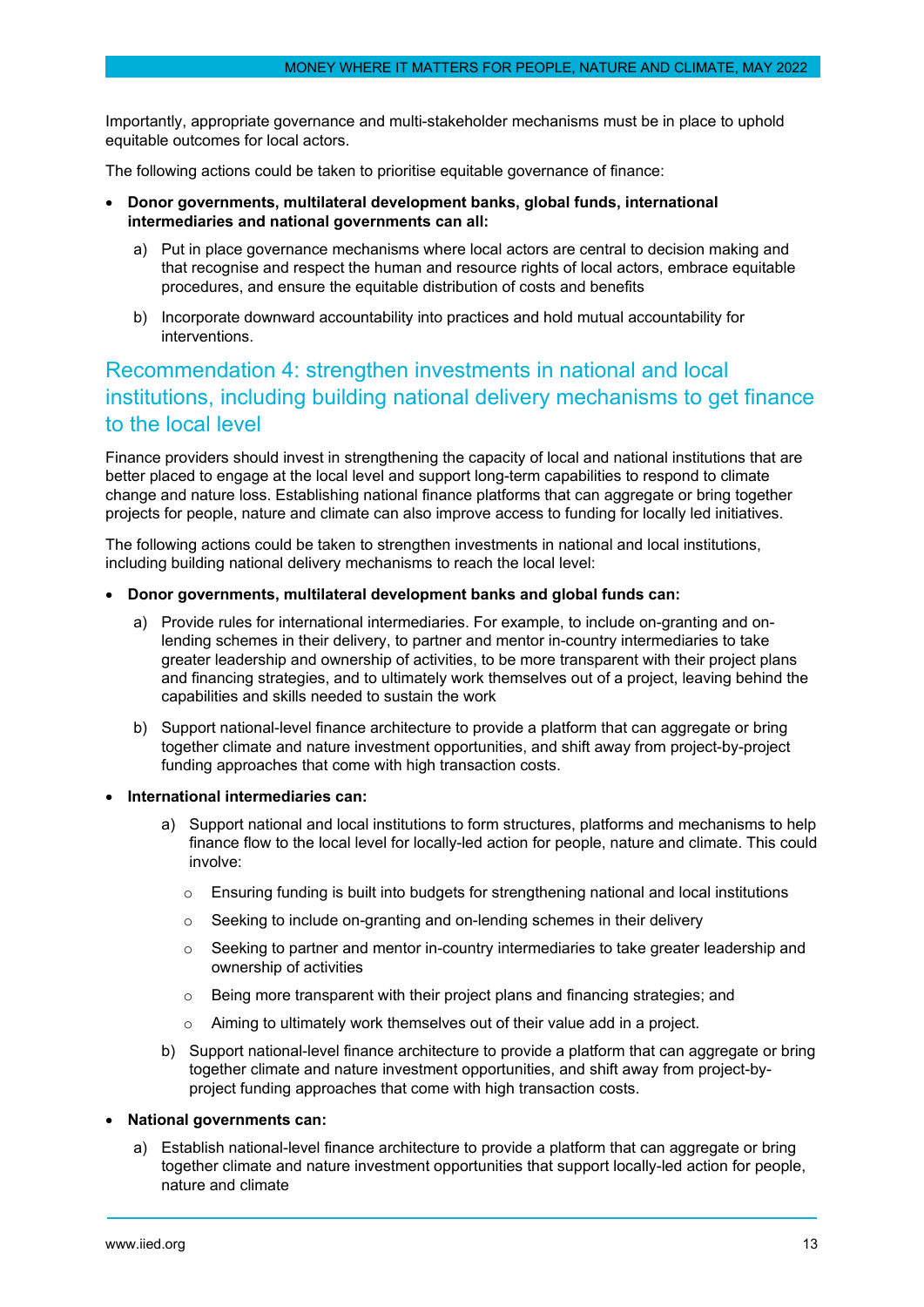Importantly, appropriate governance and multi-stakeholder mechanisms must be in place to uphold equitable outcomes for local actors.

The following actions could be taken to prioritise equitable governance of finance:

- **Donor governments, multilateral development banks, global funds, international intermediaries and national governments can all:**

  a) Put in place governance mechanisms where local actors are central to decision making and that recognise and respect the human and resource rights of local actors, embrace equitable procedures, and ensure the equitable distribution of costs and benefits

  b) Incorporate downward accountability into practices and hold mutual accountability for interventions.

## Recommendation 4: strengthen investments in national and local institutions, including building national delivery mechanisms to get finance to the local level

Finance providers should invest in strengthening the capacity of local and national institutions that are better placed to engage at the local level and support long-term capabilities to respond to climate change and nature loss. Establishing national finance platforms that can aggregate or bring together projects for people, nature and climate can also improve access to funding for locally led initiatives.

The following actions could be taken to strengthen investments in national and local institutions, including building national delivery mechanisms to reach the local level:

- **Donor governments, multilateral development banks and global funds can:**

  a) Provide rules for international intermediaries. For example, to include on-granting and on-lending schemes in their delivery, to partner and mentor in-country intermediaries to take greater leadership and ownership of activities, to be more transparent with their project plans and financing strategies, and to ultimately work themselves out of a project, leaving behind the capabilities and skills needed to sustain the work

  b) Support national-level finance architecture to provide a platform that can aggregate or bring together climate and nature investment opportunities, and shift away from project-by-project funding approaches that come with high transaction costs.

- **International intermediaries can:**

  a) Support national and local institutions to form structures, platforms and mechanisms to help finance flow to the local level for locally-led action for people, nature and climate. This could involve:

     - Ensuring funding is built into budgets for strengthening national and local institutions
     - Seeking to include on-granting and on-lending schemes in their delivery
     - Seeking to partner and mentor in-country intermediaries to take greater leadership and ownership of activities
     - Being more transparent with their project plans and financing strategies; and
     - Aiming to ultimately work themselves out of their value add in a project.

  b) Support national-level finance architecture to provide a platform that can aggregate or bring together climate and nature investment opportunities, and shift away from project-by-project funding approaches that come with high transaction costs.

- **National governments can:**

  a) Establish national-level finance architecture to provide a platform that can aggregate or bring together climate and nature investment opportunities that support locally-led action for people, nature and climate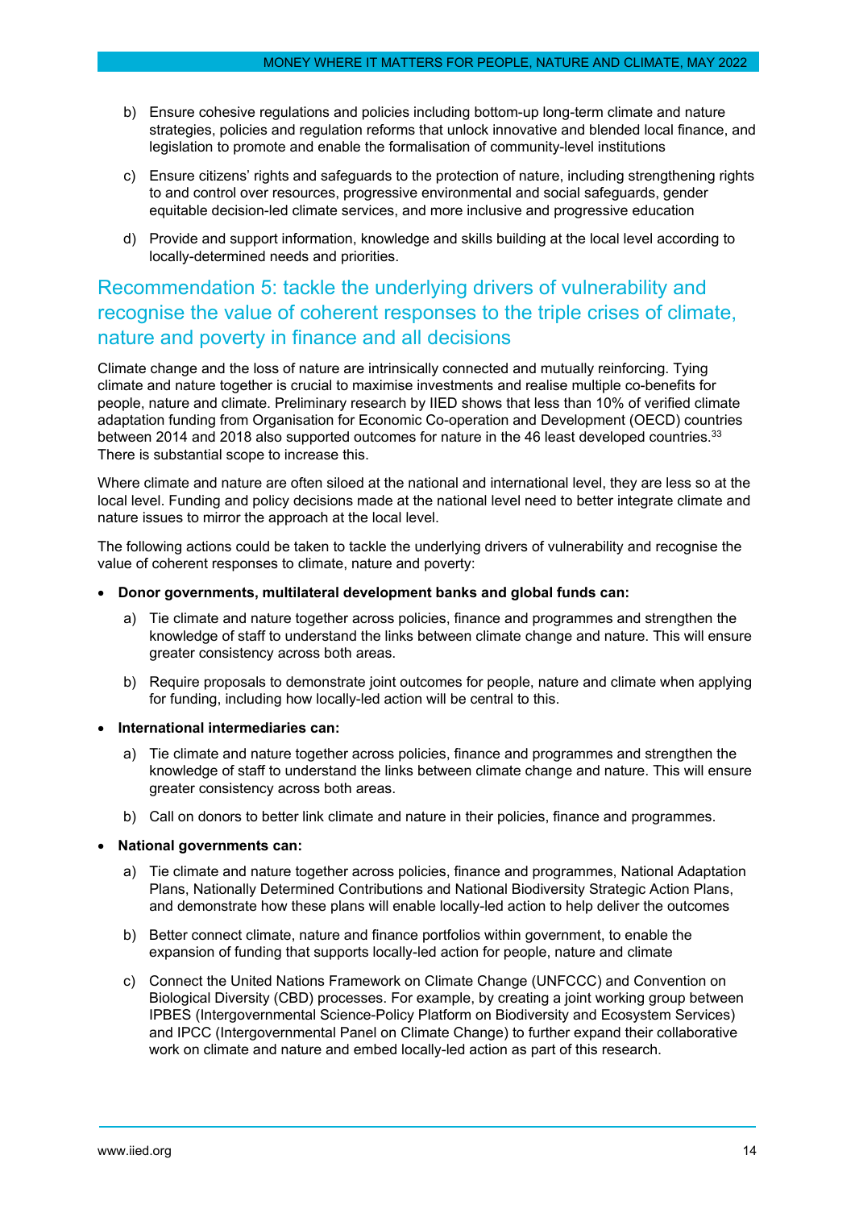b) Ensure cohesive regulations and policies including bottom-up long-term climate and nature strategies, policies and regulation reforms that unlock innovative and blended local finance, and legislation to promote and enable the formalisation of community-level institutions

c) Ensure citizens' rights and safeguards to the protection of nature, including strengthening rights to and control over resources, progressive environmental and social safeguards, gender equitable decision-led climate services, and more inclusive and progressive education

d) Provide and support information, knowledge and skills building at the local level according to locally-determined needs and priorities.

## Recommendation 5: tackle the underlying drivers of vulnerability and recognise the value of coherent responses to the triple crises of climate, nature and poverty in finance and all decisions

Climate change and the loss of nature are intrinsically connected and mutually reinforcing. Tying climate and nature together is crucial to maximise investments and realise multiple co-benefits for people, nature and climate. Preliminary research by IIED shows that less than 10% of verified climate adaptation funding from Organisation for Economic Co-operation and Development (OECD) countries between 2014 and 2018 also supported outcomes for nature in the 46 least developed countries.[33] There is substantial scope to increase this.

Where climate and nature are often siloed at the national and international level, they are less so at the local level. Funding and policy decisions made at the national level need to better integrate climate and nature issues to mirror the approach at the local level.

The following actions could be taken to tackle the underlying drivers of vulnerability and recognise the value of coherent responses to climate, nature and poverty:

- **Donor governments, multilateral development banks and global funds can:**
  - a) Tie climate and nature together across policies, finance and programmes and strengthen the knowledge of staff to understand the links between climate change and nature. This will ensure greater consistency across both areas.
  - b) Require proposals to demonstrate joint outcomes for people, nature and climate when applying for funding, including how locally-led action will be central to this.
- **International intermediaries can:**
  - a) Tie climate and nature together across policies, finance and programmes and strengthen the knowledge of staff to understand the links between climate change and nature. This will ensure greater consistency across both areas.
  - b) Call on donors to better link climate and nature in their policies, finance and programmes.
- **National governments can:**
  - a) Tie climate and nature together across policies, finance and programmes, National Adaptation Plans, Nationally Determined Contributions and National Biodiversity Strategic Action Plans, and demonstrate how these plans will enable locally-led action to help deliver the outcomes
  - b) Better connect climate, nature and finance portfolios within government, to enable the expansion of funding that supports locally-led action for people, nature and climate
  - c) Connect the United Nations Framework on Climate Change (UNFCCC) and Convention on Biological Diversity (CBD) processes. For example, by creating a joint working group between IPBES (Intergovernmental Science-Policy Platform on Biodiversity and Ecosystem Services) and IPCC (Intergovernmental Panel on Climate Change) to further expand their collaborative work on climate and nature and embed locally-led action as part of this research.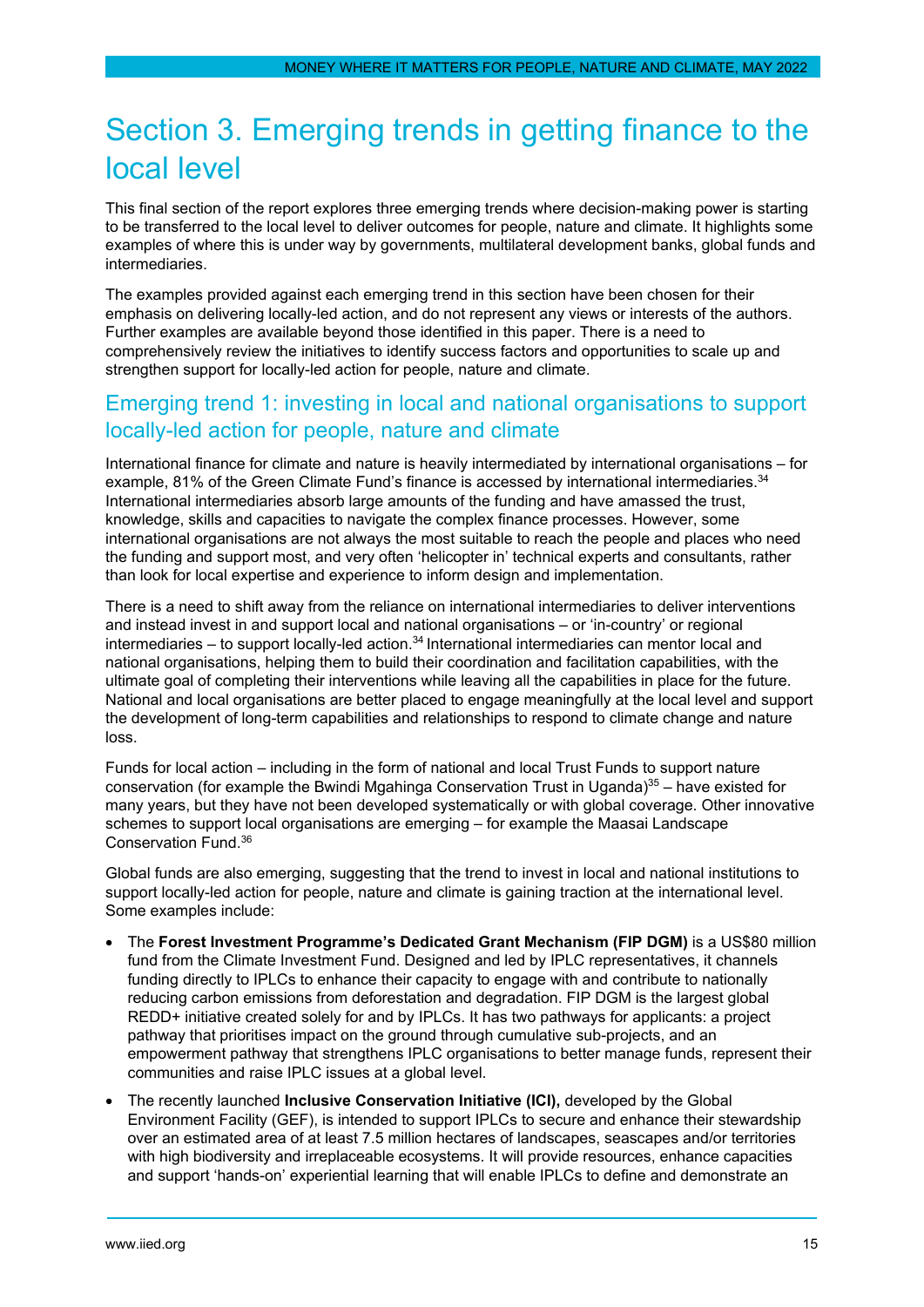# Section 3. Emerging trends in getting finance to the local level

This final section of the report explores three emerging trends where decision-making power is starting to be transferred to the local level to deliver outcomes for people, nature and climate. It highlights some examples of where this is under way by governments, multilateral development banks, global funds and intermediaries.

The examples provided against each emerging trend in this section have been chosen for their emphasis on delivering locally-led action, and do not represent any views or interests of the authors. Further examples are available beyond those identified in this paper. There is a need to comprehensively review the initiatives to identify success factors and opportunities to scale up and strengthen support for locally-led action for people, nature and climate.

## Emerging trend 1: investing in local and national organisations to support locally-led action for people, nature and climate

International finance for climate and nature is heavily intermediated by international organisations – for example, 81% of the Green Climate Fund's finance is accessed by international intermediaries.[34] International intermediaries absorb large amounts of the funding and have amassed the trust, knowledge, skills and capacities to navigate the complex finance processes. However, some international organisations are not always the most suitable to reach the people and places who need the funding and support most, and very often 'helicopter in' technical experts and consultants, rather than look for local expertise and experience to inform design and implementation.

There is a need to shift away from the reliance on international intermediaries to deliver interventions and instead invest in and support local and national organisations – or 'in-country' or regional intermediaries – to support locally-led action.[34] International intermediaries can mentor local and national organisations, helping them to build their coordination and facilitation capabilities, with the ultimate goal of completing their interventions while leaving all the capabilities in place for the future. National and local organisations are better placed to engage meaningfully at the local level and support the development of long-term capabilities and relationships to respond to climate change and nature loss.

Funds for local action – including in the form of national and local Trust Funds to support nature conservation (for example the Bwindi Mgahinga Conservation Trust in Uganda)[35] – have existed for many years, but they have not been developed systematically or with global coverage. Other innovative schemes to support local organisations are emerging – for example the Maasai Landscape Conservation Fund.[36]

Global funds are also emerging, suggesting that the trend to invest in local and national institutions to support locally-led action for people, nature and climate is gaining traction at the international level. Some examples include:

- The **Forest Investment Programme's Dedicated Grant Mechanism (FIP DGM)** is a US$80 million fund from the Climate Investment Fund. Designed and led by IPLC representatives, it channels funding directly to IPLCs to enhance their capacity to engage with and contribute to nationally reducing carbon emissions from deforestation and degradation. FIP DGM is the largest global REDD+ initiative created solely for and by IPLCs. It has two pathways for applicants: a project pathway that prioritises impact on the ground through cumulative sub-projects, and an empowerment pathway that strengthens IPLC organisations to better manage funds, represent their communities and raise IPLC issues at a global level.
- The recently launched **Inclusive Conservation Initiative (ICI),** developed by the Global Environment Facility (GEF), is intended to support IPLCs to secure and enhance their stewardship over an estimated area of at least 7.5 million hectares of landscapes, seascapes and/or territories with high biodiversity and irreplaceable ecosystems. It will provide resources, enhance capacities and support 'hands-on' experiential learning that will enable IPLCs to define and demonstrate an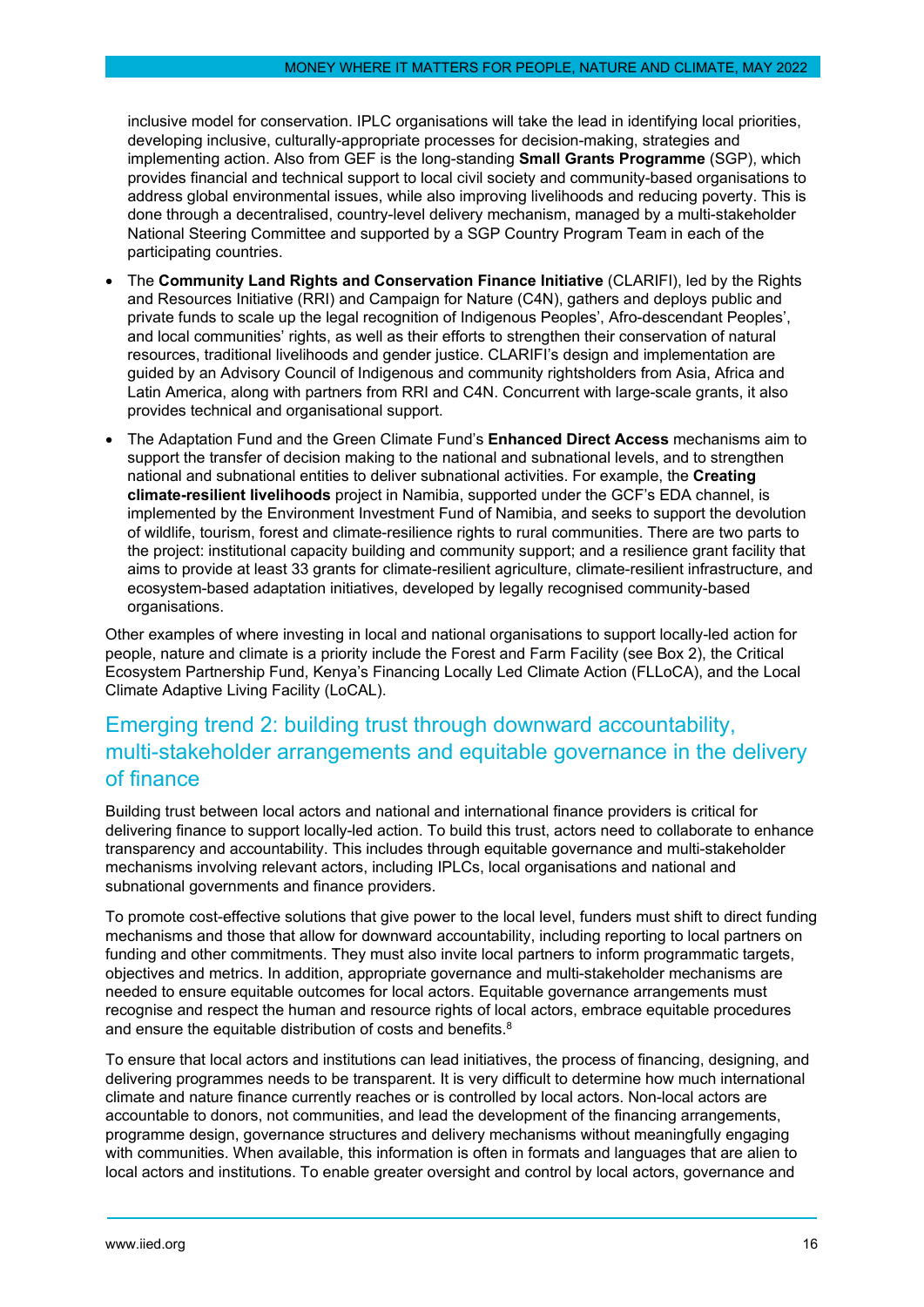inclusive model for conservation. IPLC organisations will take the lead in identifying local priorities, developing inclusive, culturally-appropriate processes for decision-making, strategies and implementing action. Also from GEF is the long-standing **Small Grants Programme** (SGP), which provides financial and technical support to local civil society and community-based organisations to address global environmental issues, while also improving livelihoods and reducing poverty. This is done through a decentralised, country-level delivery mechanism, managed by a multi-stakeholder National Steering Committee and supported by a SGP Country Program Team in each of the participating countries.

- The **Community Land Rights and Conservation Finance Initiative** (CLARIFI), led by the Rights and Resources Initiative (RRI) and Campaign for Nature (C4N), gathers and deploys public and private funds to scale up the legal recognition of Indigenous Peoples', Afro-descendant Peoples', and local communities' rights, as well as their efforts to strengthen their conservation of natural resources, traditional livelihoods and gender justice. CLARIFI's design and implementation are guided by an Advisory Council of Indigenous and community rightsholders from Asia, Africa and Latin America, along with partners from RRI and C4N. Concurrent with large-scale grants, it also provides technical and organisational support.
- The Adaptation Fund and the Green Climate Fund's **Enhanced Direct Access** mechanisms aim to support the transfer of decision making to the national and subnational levels, and to strengthen national and subnational entities to deliver subnational activities. For example, the **Creating climate-resilient livelihoods** project in Namibia, supported under the GCF's EDA channel, is implemented by the Environment Investment Fund of Namibia, and seeks to support the devolution of wildlife, tourism, forest and climate-resilience rights to rural communities. There are two parts to the project: institutional capacity building and community support; and a resilience grant facility that aims to provide at least 33 grants for climate-resilient agriculture, climate-resilient infrastructure, and ecosystem-based adaptation initiatives, developed by legally recognised community-based organisations.

Other examples of where investing in local and national organisations to support locally-led action for people, nature and climate is a priority include the Forest and Farm Facility (see Box 2), the Critical Ecosystem Partnership Fund, Kenya's Financing Locally Led Climate Action (FLLoCA), and the Local Climate Adaptive Living Facility (LoCAL).

## Emerging trend 2: building trust through downward accountability, multi-stakeholder arrangements and equitable governance in the delivery of finance

Building trust between local actors and national and international finance providers is critical for delivering finance to support locally-led action. To build this trust, actors need to collaborate to enhance transparency and accountability. This includes through equitable governance and multi-stakeholder mechanisms involving relevant actors, including IPLCs, local organisations and national and subnational governments and finance providers.

To promote cost-effective solutions that give power to the local level, funders must shift to direct funding mechanisms and those that allow for downward accountability, including reporting to local partners on funding and other commitments. They must also invite local partners to inform programmatic targets, objectives and metrics. In addition, appropriate governance and multi-stakeholder mechanisms are needed to ensure equitable outcomes for local actors. Equitable governance arrangements must recognise and respect the human and resource rights of local actors, embrace equitable procedures and ensure the equitable distribution of costs and benefits.[8]

To ensure that local actors and institutions can lead initiatives, the process of financing, designing, and delivering programmes needs to be transparent. It is very difficult to determine how much international climate and nature finance currently reaches or is controlled by local actors. Non-local actors are accountable to donors, not communities, and lead the development of the financing arrangements, programme design, governance structures and delivery mechanisms without meaningfully engaging with communities. When available, this information is often in formats and languages that are alien to local actors and institutions. To enable greater oversight and control by local actors, governance and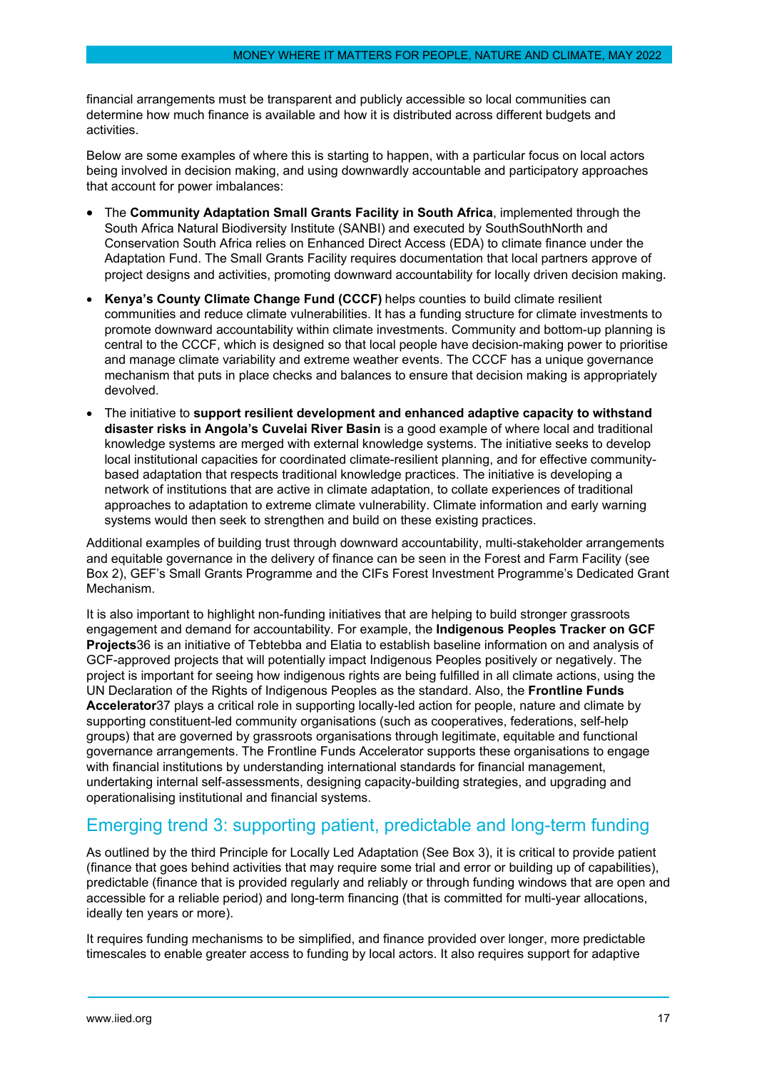financial arrangements must be transparent and publicly accessible so local communities can determine how much finance is available and how it is distributed across different budgets and activities.

Below are some examples of where this is starting to happen, with a particular focus on local actors being involved in decision making, and using downwardly accountable and participatory approaches that account for power imbalances:

- The **Community Adaptation Small Grants Facility in South Africa**, implemented through the South Africa Natural Biodiversity Institute (SANBI) and executed by SouthSouthNorth and Conservation South Africa relies on Enhanced Direct Access (EDA) to climate finance under the Adaptation Fund. The Small Grants Facility requires documentation that local partners approve of project designs and activities, promoting downward accountability for locally driven decision making.
- **Kenya's County Climate Change Fund (CCCF)** helps counties to build climate resilient communities and reduce climate vulnerabilities. It has a funding structure for climate investments to promote downward accountability within climate investments. Community and bottom-up planning is central to the CCCF, which is designed so that local people have decision-making power to prioritise and manage climate variability and extreme weather events. The CCCF has a unique governance mechanism that puts in place checks and balances to ensure that decision making is appropriately devolved.
- The initiative to **support resilient development and enhanced adaptive capacity to withstand disaster risks in Angola's Cuvelai River Basin** is a good example of where local and traditional knowledge systems are merged with external knowledge systems. The initiative seeks to develop local institutional capacities for coordinated climate-resilient planning, and for effective community-based adaptation that respects traditional knowledge practices. The initiative is developing a network of institutions that are active in climate adaptation, to collate experiences of traditional approaches to adaptation to extreme climate vulnerability. Climate information and early warning systems would then seek to strengthen and build on these existing practices.

Additional examples of building trust through downward accountability, multi-stakeholder arrangements and equitable governance in the delivery of finance can be seen in the Forest and Farm Facility (see Box 2), GEF's Small Grants Programme and the CIFs Forest Investment Programme's Dedicated Grant Mechanism.

It is also important to highlight non-funding initiatives that are helping to build stronger grassroots engagement and demand for accountability. For example, the **Indigenous Peoples Tracker on GCF Projects**[36] is an initiative of Tebtebba and Elatia to establish baseline information on and analysis of GCF-approved projects that will potentially impact Indigenous Peoples positively or negatively. The project is important for seeing how indigenous rights are being fulfilled in all climate actions, using the UN Declaration of the Rights of Indigenous Peoples as the standard. Also, the **Frontline Funds Accelerator**[37] plays a critical role in supporting locally-led action for people, nature and climate by supporting constituent-led community organisations (such as cooperatives, federations, self-help groups) that are governed by grassroots organisations through legitimate, equitable and functional governance arrangements. The Frontline Funds Accelerator supports these organisations to engage with financial institutions by understanding international standards for financial management, undertaking internal self-assessments, designing capacity-building strategies, and upgrading and operationalising institutional and financial systems.

## Emerging trend 3: supporting patient, predictable and long-term funding

As outlined by the third Principle for Locally Led Adaptation (See Box 3), it is critical to provide patient (finance that goes behind activities that may require some trial and error or building up of capabilities), predictable (finance that is provided regularly and reliably or through funding windows that are open and accessible for a reliable period) and long-term financing (that is committed for multi-year allocations, ideally ten years or more).

It requires funding mechanisms to be simplified, and finance provided over longer, more predictable timescales to enable greater access to funding by local actors. It also requires support for adaptive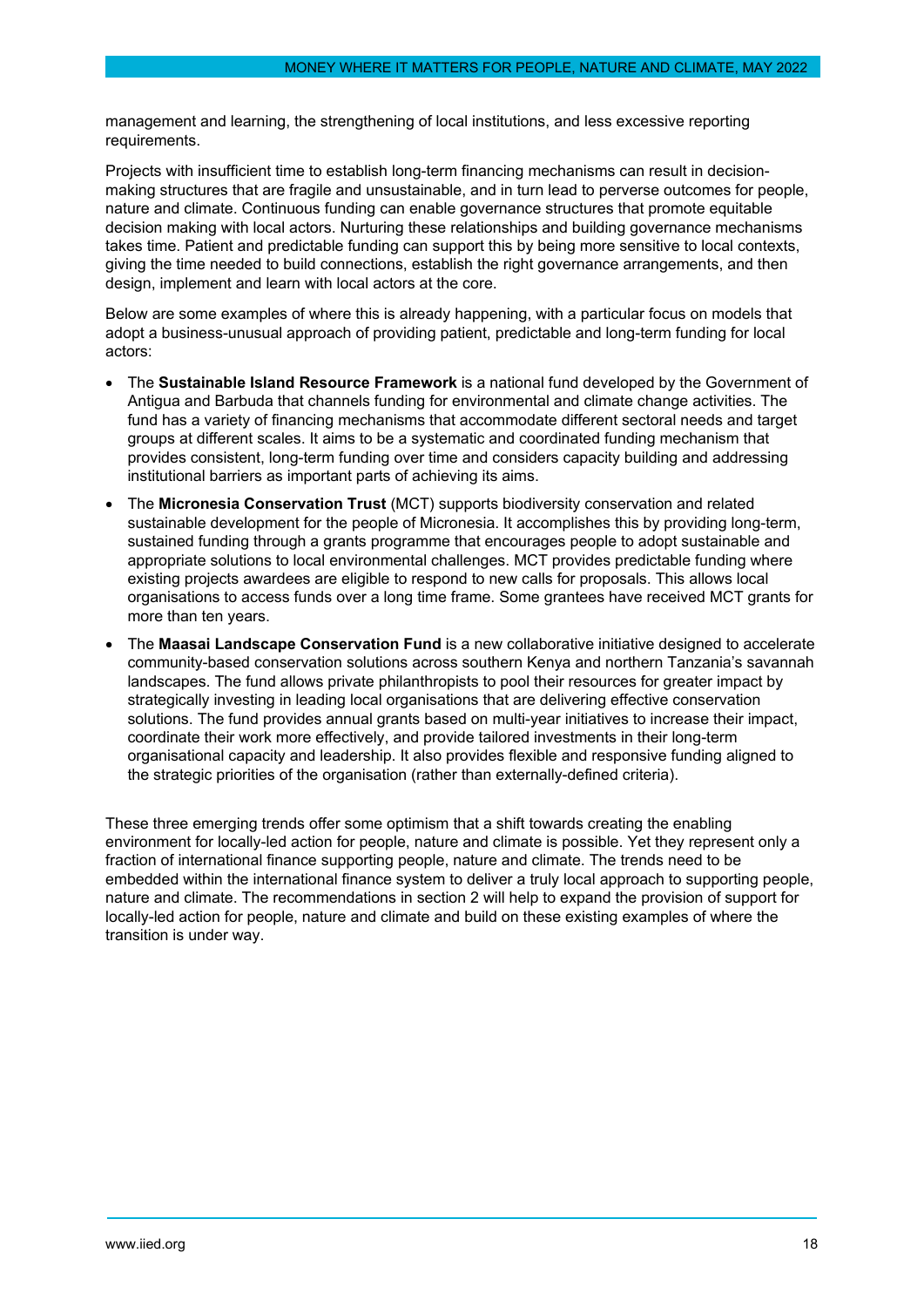management and learning, the strengthening of local institutions, and less excessive reporting requirements.

Projects with insufficient time to establish long-term financing mechanisms can result in decision-making structures that are fragile and unsustainable, and in turn lead to perverse outcomes for people, nature and climate. Continuous funding can enable governance structures that promote equitable decision making with local actors. Nurturing these relationships and building governance mechanisms takes time. Patient and predictable funding can support this by being more sensitive to local contexts, giving the time needed to build connections, establish the right governance arrangements, and then design, implement and learn with local actors at the core.

Below are some examples of where this is already happening, with a particular focus on models that adopt a business-unusual approach of providing patient, predictable and long-term funding for local actors:

- The **Sustainable Island Resource Framework** is a national fund developed by the Government of Antigua and Barbuda that channels funding for environmental and climate change activities. The fund has a variety of financing mechanisms that accommodate different sectoral needs and target groups at different scales. It aims to be a systematic and coordinated funding mechanism that provides consistent, long-term funding over time and considers capacity building and addressing institutional barriers as important parts of achieving its aims.
- The **Micronesia Conservation Trust** (MCT) supports biodiversity conservation and related sustainable development for the people of Micronesia. It accomplishes this by providing long-term, sustained funding through a grants programme that encourages people to adopt sustainable and appropriate solutions to local environmental challenges. MCT provides predictable funding where existing projects awardees are eligible to respond to new calls for proposals. This allows local organisations to access funds over a long time frame. Some grantees have received MCT grants for more than ten years.
- The **Maasai Landscape Conservation Fund** is a new collaborative initiative designed to accelerate community-based conservation solutions across southern Kenya and northern Tanzania's savannah landscapes. The fund allows private philanthropists to pool their resources for greater impact by strategically investing in leading local organisations that are delivering effective conservation solutions. The fund provides annual grants based on multi-year initiatives to increase their impact, coordinate their work more effectively, and provide tailored investments in their long-term organisational capacity and leadership. It also provides flexible and responsive funding aligned to the strategic priorities of the organisation (rather than externally-defined criteria).

These three emerging trends offer some optimism that a shift towards creating the enabling environment for locally-led action for people, nature and climate is possible. Yet they represent only a fraction of international finance supporting people, nature and climate. The trends need to be embedded within the international finance system to deliver a truly local approach to supporting people, nature and climate. The recommendations in section 2 will help to expand the provision of support for locally-led action for people, nature and climate and build on these existing examples of where the transition is under way.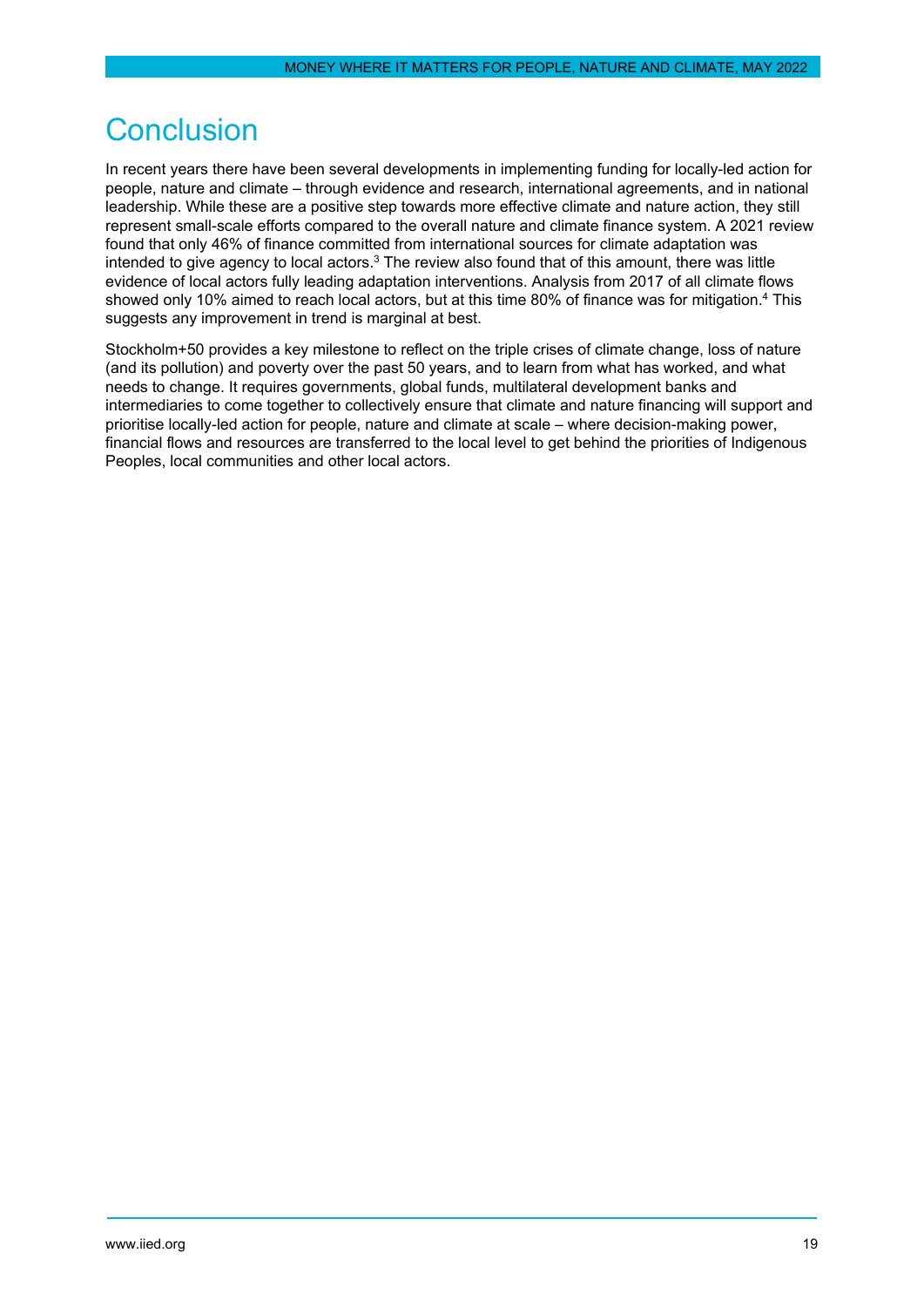# Conclusion

In recent years there have been several developments in implementing funding for locally-led action for people, nature and climate – through evidence and research, international agreements, and in national leadership. While these are a positive step towards more effective climate and nature action, they still represent small-scale efforts compared to the overall nature and climate finance system. A 2021 review found that only 46% of finance committed from international sources for climate adaptation was intended to give agency to local actors.[3] The review also found that of this amount, there was little evidence of local actors fully leading adaptation interventions. Analysis from 2017 of all climate flows showed only 10% aimed to reach local actors, but at this time 80% of finance was for mitigation.[4] This suggests any improvement in trend is marginal at best.

Stockholm+50 provides a key milestone to reflect on the triple crises of climate change, loss of nature (and its pollution) and poverty over the past 50 years, and to learn from what has worked, and what needs to change. It requires governments, global funds, multilateral development banks and intermediaries to come together to collectively ensure that climate and nature financing will support and prioritise locally-led action for people, nature and climate at scale – where decision-making power, financial flows and resources are transferred to the local level to get behind the priorities of Indigenous Peoples, local communities and other local actors.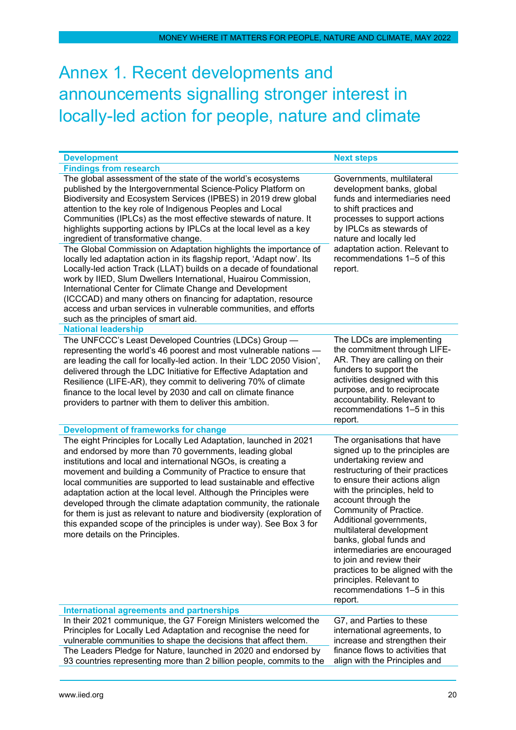# Annex 1. Recent developments and announcements signalling stronger interest in locally-led action for people, nature and climate

| Development | Next steps |
|---|---|
| **Findings from research** | |
| The global assessment of the state of the world's ecosystems published by the Intergovernmental Science-Policy Platform on Biodiversity and Ecosystem Services (IPBES) in 2019 drew global attention to the key role of Indigenous Peoples and Local Communities (IPLCs) as the most effective stewards of nature. It highlights supporting actions by IPLCs at the local level as a key ingredient of transformative change. | Governments, multilateral development banks, global funds and intermediaries need to shift practices and processes to support actions by IPLCs as stewards of nature and locally led adaptation action. Relevant to recommendations 1–5 of this report. |
| The Global Commission on Adaptation highlights the importance of locally led adaptation action in its flagship report, 'Adapt now'. Its Locally-led action Track (LLAT) builds on a decade of foundational work by IIED, Slum Dwellers International, Huairou Commission, International Center for Climate Change and Development (ICCCAD) and many others on financing for adaptation, resource access and urban services in vulnerable communities, and efforts such as the principles of smart aid. | |
| **National leadership** | |
| The UNFCCC's Least Developed Countries (LDCs) Group — representing the world's 46 poorest and most vulnerable nations — are leading the call for locally-led action. In their 'LDC 2050 Vision', delivered through the LDC Initiative for Effective Adaptation and Resilience (LIFE-AR), they commit to delivering 70% of climate finance to the local level by 2030 and call on climate finance providers to partner with them to deliver this ambition. | The LDCs are implementing the commitment through LIFE-AR. They are calling on their funders to support the activities designed with this purpose, and to reciprocate accountability. Relevant to recommendations 1–5 in this report. |
| **Development of frameworks for change** | |
| The eight Principles for Locally Led Adaptation, launched in 2021 and endorsed by more than 70 governments, leading global institutions and local and international NGOs, is creating a movement and building a Community of Practice to ensure that local communities are supported to lead sustainable and effective adaptation action at the local level. Although the Principles were developed through the climate adaptation community, the rationale for them is just as relevant to nature and biodiversity (exploration of this expanded scope of the principles is under way). See Box 3 for more details on the Principles. | The organisations that have signed up to the principles are undertaking review and restructuring of their practices to ensure their actions align with the principles, held to account through the Community of Practice. Additional governments, multilateral development banks, global funds and intermediaries are encouraged to join and review their practices to be aligned with the principles. Relevant to recommendations 1–5 in this report. |
| **International agreements and partnerships** | |
| In their 2021 communique, the G7 Foreign Ministers welcomed the Principles for Locally Led Adaptation and recognise the need for vulnerable communities to shape the decisions that affect them. | G7, and Parties to these international agreements, to increase and strengthen their finance flows to activities that align with the Principles and |
| The Leaders Pledge for Nature, launched in 2020 and endorsed by 93 countries representing more than 2 billion people, commits to the | |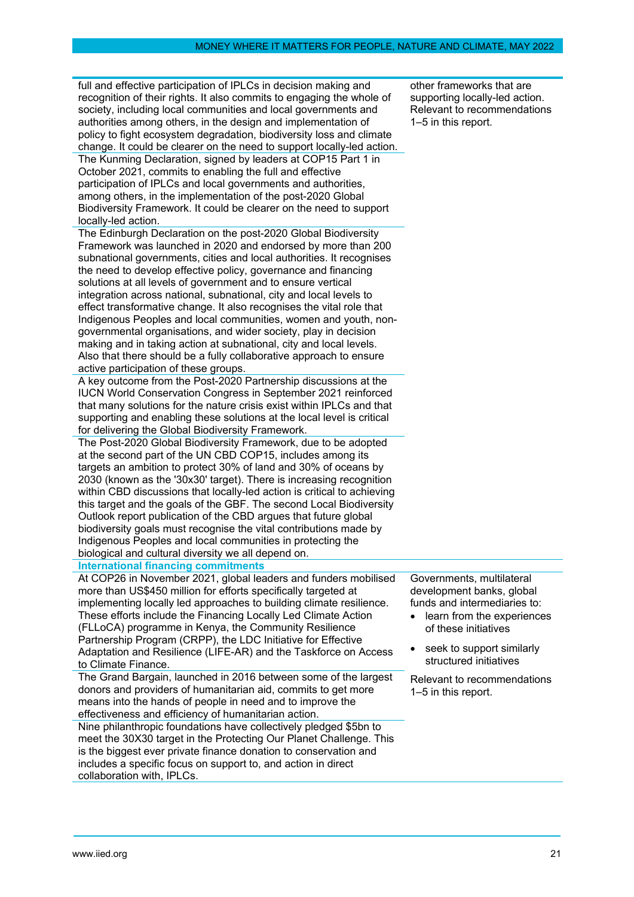| | |
|---|---|
| full and effective participation of IPLCs in decision making and recognition of their rights. It also commits to engaging the whole of society, including local communities and local governments and authorities among others, in the design and implementation of policy to fight ecosystem degradation, biodiversity loss and climate change. It could be clearer on the need to support locally-led action. | other frameworks that are supporting locally-led action. Relevant to recommendations 1–5 in this report. |
| The Kunming Declaration, signed by leaders at COP15 Part 1 in October 2021, commits to enabling the full and effective participation of IPLCs and local governments and authorities, among others, in the implementation of the post-2020 Global Biodiversity Framework. It could be clearer on the need to support locally-led action. | |
| The Edinburgh Declaration on the post-2020 Global Biodiversity Framework was launched in 2020 and endorsed by more than 200 subnational governments, cities and local authorities. It recognises the need to develop effective policy, governance and financing solutions at all levels of government and to ensure vertical integration across national, subnational, city and local levels to effect transformative change. It also recognises the vital role that Indigenous Peoples and local communities, women and youth, non-governmental organisations, and wider society, play in decision making and in taking action at subnational, city and local levels. Also that there should be a fully collaborative approach to ensure active participation of these groups. | |
| A key outcome from the Post-2020 Partnership discussions at the IUCN World Conservation Congress in September 2021 reinforced that many solutions for the nature crisis exist within IPLCs and that supporting and enabling these solutions at the local level is critical for delivering the Global Biodiversity Framework. | |
| The Post-2020 Global Biodiversity Framework, due to be adopted at the second part of the UN CBD COP15, includes among its targets an ambition to protect 30% of land and 30% of oceans by 2030 (known as the '30x30' target). There is increasing recognition within CBD discussions that locally-led action is critical to achieving this target and the goals of the GBF. The second Local Biodiversity Outlook report publication of the CBD argues that future global biodiversity goals must recognise the vital contributions made by Indigenous Peoples and local communities in protecting the biological and cultural diversity we all depend on. | |
| **International financing commitments** | |
| At COP26 in November 2021, global leaders and funders mobilised more than US$450 million for efforts specifically targeted at implementing locally led approaches to building climate resilience. These efforts include the Financing Locally Led Climate Action (FLLoCA) programme in Kenya, the Community Resilience Partnership Program (CRPP), the LDC Initiative for Effective Adaptation and Resilience (LIFE-AR) and the Taskforce on Access to Climate Finance. | Governments, multilateral development banks, global funds and intermediaries to:<br>• learn from the experiences of these initiatives<br>• seek to support similarly structured initiatives<br><br>Relevant to recommendations 1–5 in this report. |
| The Grand Bargain, launched in 2016 between some of the largest donors and providers of humanitarian aid, commits to get more means into the hands of people in need and to improve the effectiveness and efficiency of humanitarian action. | |
| Nine philanthropic foundations have collectively pledged $5bn to meet the 30X30 target in the Protecting Our Planet Challenge. This is the biggest ever private finance donation to conservation and includes a specific focus on support to, and action in direct collaboration with, IPLCs. | |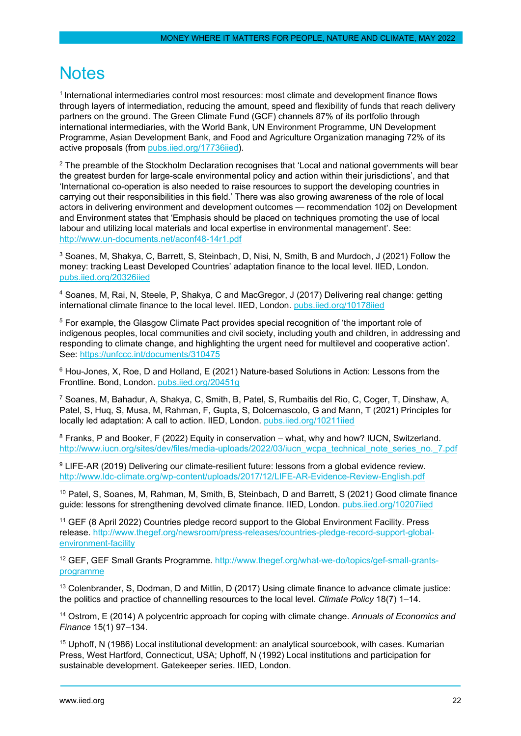# Notes

[1] International intermediaries control most resources: most climate and development finance flows through layers of intermediation, reducing the amount, speed and flexibility of funds that reach delivery partners on the ground. The Green Climate Fund (GCF) channels 87% of its portfolio through international intermediaries, with the World Bank, UN Environment Programme, UN Development Programme, Asian Development Bank, and Food and Agriculture Organization managing 72% of its active proposals (from pubs.iied.org/17736iied).

[2] The preamble of the Stockholm Declaration recognises that 'Local and national governments will bear the greatest burden for large-scale environmental policy and action within their jurisdictions', and that 'International co-operation is also needed to raise resources to support the developing countries in carrying out their responsibilities in this field.' There was also growing awareness of the role of local actors in delivering environment and development outcomes — recommendation 102j on Development and Environment states that 'Emphasis should be placed on techniques promoting the use of local labour and utilizing local materials and local expertise in environmental management'. See: http://www.un-documents.net/aconf48-14r1.pdf

[3] Soanes, M, Shakya, C, Barrett, S, Steinbach, D, Nisi, N, Smith, B and Murdoch, J (2021) Follow the money: tracking Least Developed Countries' adaptation finance to the local level. IIED, London. pubs.iied.org/20326iied

[4] Soanes, M, Rai, N, Steele, P, Shakya, C and MacGregor, J (2017) Delivering real change: getting international climate finance to the local level. IIED, London. pubs.iied.org/10178iied

[5] For example, the Glasgow Climate Pact provides special recognition of 'the important role of indigenous peoples, local communities and civil society, including youth and children, in addressing and responding to climate change, and highlighting the urgent need for multilevel and cooperative action'. See: https://unfccc.int/documents/310475

[6] Hou-Jones, X, Roe, D and Holland, E (2021) Nature-based Solutions in Action: Lessons from the Frontline. Bond, London. pubs.iied.org/20451g

[7] Soanes, M, Bahadur, A, Shakya, C, Smith, B, Patel, S, Rumbaitis del Rio, C, Coger, T, Dinshaw, A, Patel, S, Huq, S, Musa, M, Rahman, F, Gupta, S, Dolcemascolo, G and Mann, T (2021) Principles for locally led adaptation: A call to action. IIED, London. pubs.iied.org/10211iied

[8] Franks, P and Booker, F (2022) Equity in conservation – what, why and how? IUCN, Switzerland. http://www.iucn.org/sites/dev/files/media-uploads/2022/03/iucn_wcpa_technical_note_series_no._7.pdf

[9] LIFE-AR (2019) Delivering our climate-resilient future: lessons from a global evidence review. http://www.ldc-climate.org/wp-content/uploads/2017/12/LIFE-AR-Evidence-Review-English.pdf

[10] Patel, S, Soanes, M, Rahman, M, Smith, B, Steinbach, D and Barrett, S (2021) Good climate finance guide: lessons for strengthening devolved climate finance. IIED, London. pubs.iied.org/10207iied

[11] GEF (8 April 2022) Countries pledge record support to the Global Environment Facility. Press release. http://www.thegef.org/newsroom/press-releases/countries-pledge-record-support-global-environment-facility

[12] GEF, GEF Small Grants Programme. http://www.thegef.org/what-we-do/topics/gef-small-grants-programme

[13] Colenbrander, S, Dodman, D and Mitlin, D (2017) Using climate finance to advance climate justice: the politics and practice of channelling resources to the local level. *Climate Policy* 18(7) 1–14.

[14] Ostrom, E (2014) A polycentric approach for coping with climate change. *Annuals of Economics and Finance* 15(1) 97–134.

[15] Uphoff, N (1986) Local institutional development: an analytical sourcebook, with cases. Kumarian Press, West Hartford, Connecticut, USA; Uphoff, N (1992) Local institutions and participation for sustainable development. Gatekeeper series. IIED, London.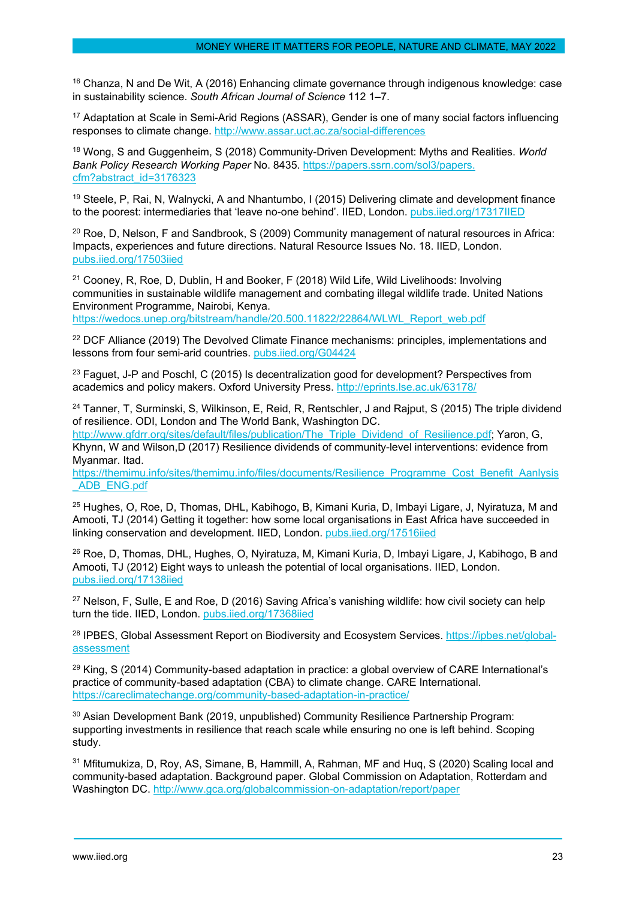[16] Chanza, N and De Wit, A (2016) Enhancing climate governance through indigenous knowledge: case in sustainability science. *South African Journal of Science* 112 1–7.

[17] Adaptation at Scale in Semi-Arid Regions (ASSAR), Gender is one of many social factors influencing responses to climate change. http://www.assar.uct.ac.za/social-differences

[18] Wong, S and Guggenheim, S (2018) Community-Driven Development: Myths and Realities. *World Bank Policy Research Working Paper* No. 8435. https://papers.ssrn.com/sol3/papers.cfm?abstract_id=3176323

[19] Steele, P, Rai, N, Walnycki, A and Nhantumbo, I (2015) Delivering climate and development finance to the poorest: intermediaries that 'leave no-one behind'. IIED, London. pubs.iied.org/17317IIED

[20] Roe, D, Nelson, F and Sandbrook, S (2009) Community management of natural resources in Africa: Impacts, experiences and future directions. Natural Resource Issues No. 18. IIED, London. pubs.iied.org/17503iied

[21] Cooney, R, Roe, D, Dublin, H and Booker, F (2018) Wild Life, Wild Livelihoods: Involving communities in sustainable wildlife management and combating illegal wildlife trade. United Nations Environment Programme, Nairobi, Kenya. https://wedocs.unep.org/bitstream/handle/20.500.11822/22864/WLWL_Report_web.pdf

[22] DCF Alliance (2019) The Devolved Climate Finance mechanisms: principles, implementations and lessons from four semi-arid countries. pubs.iied.org/G04424

[23] Faguet, J-P and Poschl, C (2015) Is decentralization good for development? Perspectives from academics and policy makers. Oxford University Press. http://eprints.lse.ac.uk/63178/

[24] Tanner, T, Surminski, S, Wilkinson, E, Reid, R, Rentschler, J and Rajput, S (2015) The triple dividend of resilience. ODI, London and The World Bank, Washington DC. http://www.gfdrr.org/sites/default/files/publication/The_Triple_Dividend_of_Resilience.pdf; Yaron, G, Khynn, W and Wilson,D (2017) Resilience dividends of community-level interventions: evidence from Myanmar. Itad. https://themimu.info/sites/themimu.info/files/documents/Resilience_Programme_Cost_Benefit_Aanlysis_ADB_ENG.pdf

[25] Hughes, O, Roe, D, Thomas, DHL, Kabihogo, B, Kimani Kuria, D, Imbayi Ligare, J, Nyiratuza, M and Amooti, TJ (2014) Getting it together: how some local organisations in East Africa have succeeded in linking conservation and development. IIED, London. pubs.iied.org/17516iied

[26] Roe, D, Thomas, DHL, Hughes, O, Nyiratuza, M, Kimani Kuria, D, Imbayi Ligare, J, Kabihogo, B and Amooti, TJ (2012) Eight ways to unleash the potential of local organisations. IIED, London. pubs.iied.org/17138iied

[27] Nelson, F, Sulle, E and Roe, D (2016) Saving Africa's vanishing wildlife: how civil society can help turn the tide. IIED, London. pubs.iied.org/17368iied

[28] IPBES, Global Assessment Report on Biodiversity and Ecosystem Services. https://ipbes.net/global-assessment

[29] King, S (2014) Community-based adaptation in practice: a global overview of CARE International's practice of community-based adaptation (CBA) to climate change. CARE International. https://careclimatechange.org/community-based-adaptation-in-practice/

[30] Asian Development Bank (2019, unpublished) Community Resilience Partnership Program: supporting investments in resilience that reach scale while ensuring no one is left behind. Scoping study.

[31] Mfitumukiza, D, Roy, AS, Simane, B, Hammill, A, Rahman, MF and Huq, S (2020) Scaling local and community-based adaptation. Background paper. Global Commission on Adaptation, Rotterdam and Washington DC. http://www.gca.org/globalcommission-on-adaptation/report/paper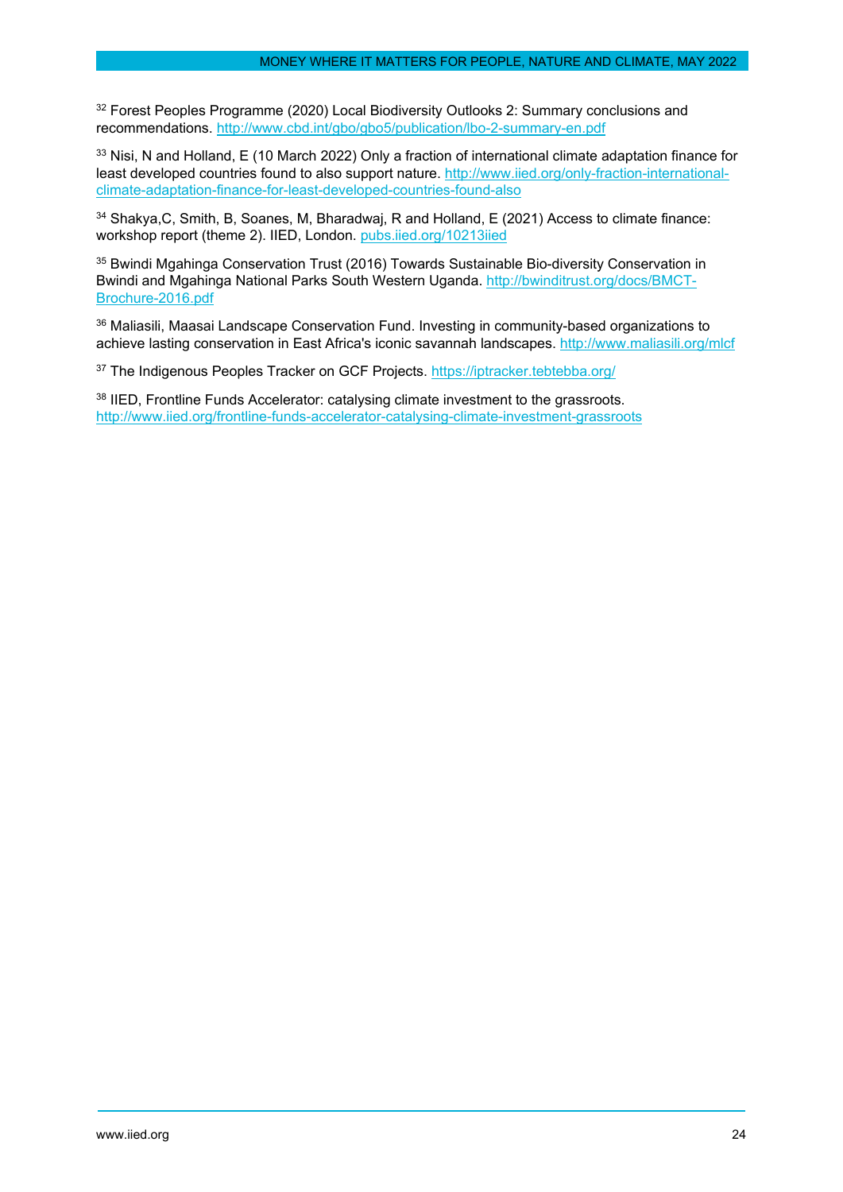[32] Forest Peoples Programme (2020) Local Biodiversity Outlooks 2: Summary conclusions and recommendations. http://www.cbd.int/gbo/gbo5/publication/lbo-2-summary-en.pdf

[33] Nisi, N and Holland, E (10 March 2022) Only a fraction of international climate adaptation finance for least developed countries found to also support nature. http://www.iied.org/only-fraction-international-climate-adaptation-finance-for-least-developed-countries-found-also

[34] Shakya,C, Smith, B, Soanes, M, Bharadwaj, R and Holland, E (2021) Access to climate finance: workshop report (theme 2). IIED, London. pubs.iied.org/10213iied

[35] Bwindi Mgahinga Conservation Trust (2016) Towards Sustainable Bio-diversity Conservation in Bwindi and Mgahinga National Parks South Western Uganda. http://bwinditrust.org/docs/BMCT-Brochure-2016.pdf

[36] Maliasili, Maasai Landscape Conservation Fund. Investing in community-based organizations to achieve lasting conservation in East Africa's iconic savannah landscapes. http://www.maliasili.org/mlcf

[37] The Indigenous Peoples Tracker on GCF Projects. https://iptracker.tebtebba.org/

[38] IIED, Frontline Funds Accelerator: catalysing climate investment to the grassroots. http://www.iied.org/frontline-funds-accelerator-catalysing-climate-investment-grassroots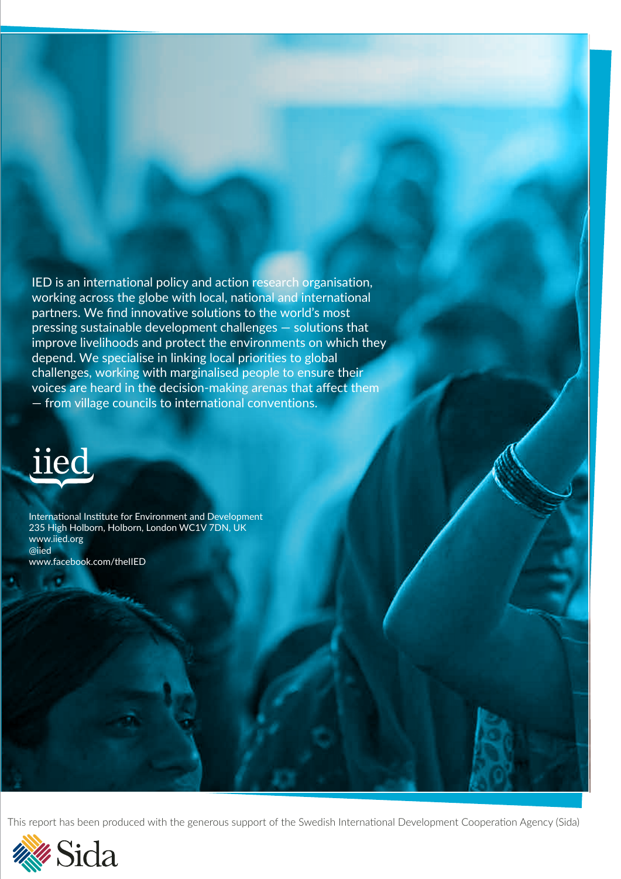IIED is an international policy and action research organisation, working across the globe with local, national and international partners. We find innovative solutions to the world's most pressing sustainable development challenges — solutions that improve livelihoods and protect the environments on which they depend. We specialise in linking local priorities to global challenges, working with marginalised people to ensure their voices are heard in the decision-making arenas that affect them — from village councils to international conventions.

iied

International Institute for Environment and Development
235 High Holborn, Holborn, London WC1V 7DN, UK
www.iied.org
@iied
www.facebook.com/theIIED

This report has been produced with the generous support of the Swedish International Development Cooperation Agency (Sida)

Sida